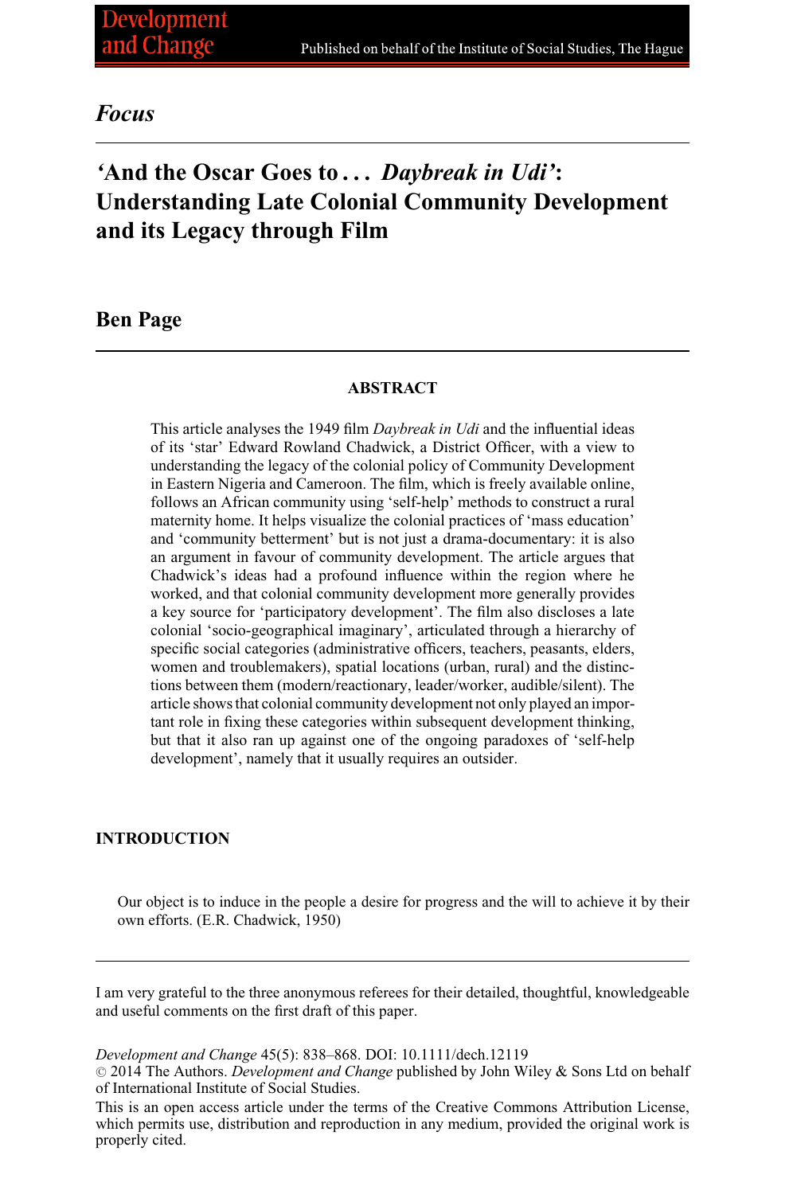*Focus*

# 'And the Oscar Goes to . . . *Daybreak in Udi*': Understanding Late Colonial Community Development and its Legacy through Film

**Ben Page**

### ABSTRACT

This article analyses the 1949 film *Daybreak in Udi* and the influential ideas of its 'star' Edward Rowland Chadwick, a District Officer, with a view to understanding the legacy of the colonial policy of Community Development in Eastern Nigeria and Cameroon. The film, which is freely available online, follows an African community using 'self-help' methods to construct a rural maternity home. It helps visualize the colonial practices of 'mass education' and 'community betterment' but is not just a drama-documentary: it is also an argument in favour of community development. The article argues that Chadwick's ideas had a profound influence within the region where he worked, and that colonial community development more generally provides a key source for 'participatory development'. The film also discloses a late colonial 'socio-geographical imaginary', articulated through a hierarchy of specific social categories (administrative officers, teachers, peasants, elders, women and troublemakers), spatial locations (urban, rural) and the distinctions between them (modern/reactionary, leader/worker, audible/silent). The article shows that colonial community development not only played an important role in fixing these categories within subsequent development thinking, but that it also ran up against one of the ongoing paradoxes of 'self-help development', namely that it usually requires an outsider.

## INTRODUCTION

> Our object is to induce in the people a desire for progress and the will to achieve it by their own efforts. (E.R. Chadwick, 1950)

---

I am very grateful to the three anonymous referees for their detailed, thoughtful, knowledgeable and useful comments on the first draft of this paper.

*Development and Change* 45(5): 838–868. DOI: 10.1111/dech.12119
© 2014 The Authors. *Development and Change* published by John Wiley & Sons Ltd on behalf of International Institute of Social Studies.
This is an open access article under the terms of the Creative Commons Attribution License, which permits use, distribution and reproduction in any medium, provided the original work is properly cited.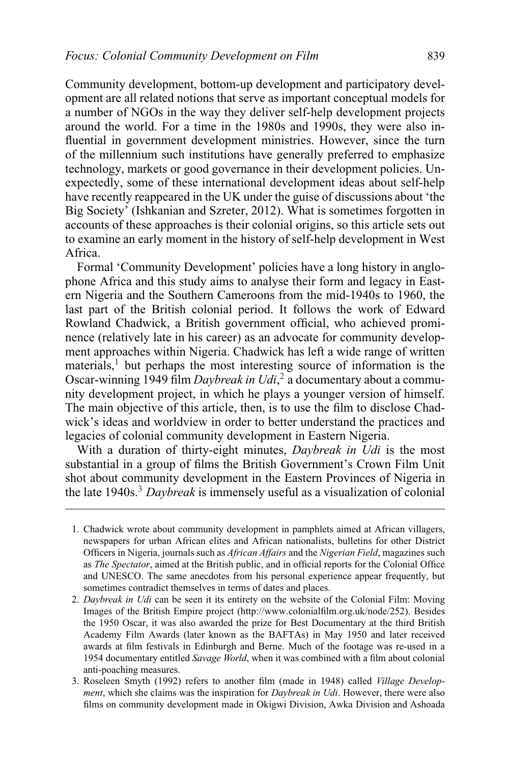Community development, bottom-up development and participatory development are all related notions that serve as important conceptual models for a number of NGOs in the way they deliver self-help development projects around the world. For a time in the 1980s and 1990s, they were also influential in government development ministries. However, since the turn of the millennium such institutions have generally preferred to emphasize technology, markets or good governance in their development policies. Unexpectedly, some of these international development ideas about self-help have recently reappeared in the UK under the guise of discussions about 'the Big Society' (Ishkanian and Szreter, 2012). What is sometimes forgotten in accounts of these approaches is their colonial origins, so this article sets out to examine an early moment in the history of self-help development in West Africa.

Formal 'Community Development' policies have a long history in anglophone Africa and this study aims to analyse their form and legacy in Eastern Nigeria and the Southern Cameroons from the mid-1940s to 1960, the last part of the British colonial period. It follows the work of Edward Rowland Chadwick, a British government official, who achieved prominence (relatively late in his career) as an advocate for community development approaches within Nigeria. Chadwick has left a wide range of written materials,[1] but perhaps the most interesting source of information is the Oscar-winning 1949 film *Daybreak in Udi*,[2] a documentary about a community development project, in which he plays a younger version of himself. The main objective of this article, then, is to use the film to disclose Chadwick's ideas and worldview in order to better understand the practices and legacies of colonial community development in Eastern Nigeria.

With a duration of thirty-eight minutes, *Daybreak in Udi* is the most substantial in a group of films the British Government's Crown Film Unit shot about community development in the Eastern Provinces of Nigeria in the late 1940s.[3] *Daybreak* is immensely useful as a visualization of colonial

1. Chadwick wrote about community development in pamphlets aimed at African villagers, newspapers for urban African elites and African nationalists, bulletins for other District Officers in Nigeria, journals such as *African Affairs* and the *Nigerian Field*, magazines such as *The Spectator*, aimed at the British public, and in official reports for the Colonial Office and UNESCO. The same anecdotes from his personal experience appear frequently, but sometimes contradict themselves in terms of dates and places.
2. *Daybreak in Udi* can be seen it its entirety on the website of the Colonial Film: Moving Images of the British Empire project (http://www.colonialfilm.org.uk/node/252). Besides the 1950 Oscar, it was also awarded the prize for Best Documentary at the third British Academy Film Awards (later known as the BAFTAs) in May 1950 and later received awards at film festivals in Edinburgh and Berne. Much of the footage was re-used in a 1954 documentary entitled *Savage World*, when it was combined with a film about colonial anti-poaching measures.
3. Roseleen Smyth (1992) refers to another film (made in 1948) called *Village Development*, which she claims was the inspiration for *Daybreak in Udi*. However, there were also films on community development made in Okigwi Division, Awka Division and Ashoada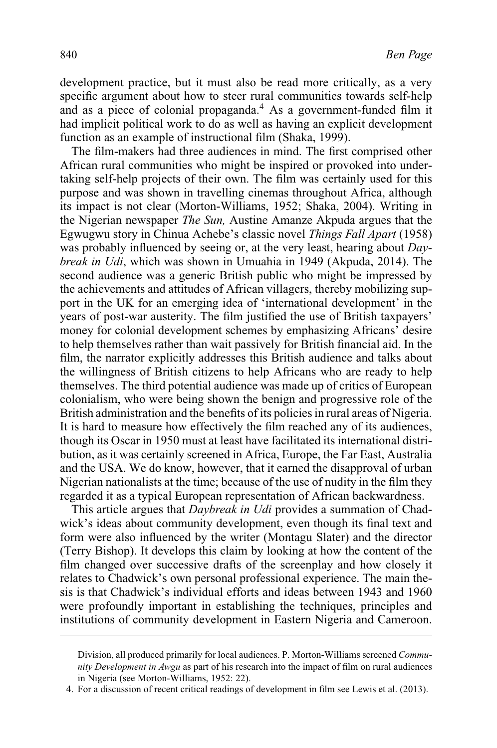development practice, but it must also be read more critically, as a very specific argument about how to steer rural communities towards self-help and as a piece of colonial propaganda.[4] As a government-funded film it had implicit political work to do as well as having an explicit development function as an example of instructional film (Shaka, 1999).

The film-makers had three audiences in mind. The first comprised other African rural communities who might be inspired or provoked into undertaking self-help projects of their own. The film was certainly used for this purpose and was shown in travelling cinemas throughout Africa, although its impact is not clear (Morton-Williams, 1952; Shaka, 2004). Writing in the Nigerian newspaper *The Sun,* Austine Amanze Akpuda argues that the Egwugwu story in Chinua Achebe's classic novel *Things Fall Apart* (1958) was probably influenced by seeing or, at the very least, hearing about *Daybreak in Udi*, which was shown in Umuahia in 1949 (Akpuda, 2014). The second audience was a generic British public who might be impressed by the achievements and attitudes of African villagers, thereby mobilizing support in the UK for an emerging idea of 'international development' in the years of post-war austerity. The film justified the use of British taxpayers' money for colonial development schemes by emphasizing Africans' desire to help themselves rather than wait passively for British financial aid. In the film, the narrator explicitly addresses this British audience and talks about the willingness of British citizens to help Africans who are ready to help themselves. The third potential audience was made up of critics of European colonialism, who were being shown the benign and progressive role of the British administration and the benefits of its policies in rural areas of Nigeria. It is hard to measure how effectively the film reached any of its audiences, though its Oscar in 1950 must at least have facilitated its international distribution, as it was certainly screened in Africa, Europe, the Far East, Australia and the USA. We do know, however, that it earned the disapproval of urban Nigerian nationalists at the time; because of the use of nudity in the film they regarded it as a typical European representation of African backwardness.

This article argues that *Daybreak in Udi* provides a summation of Chadwick's ideas about community development, even though its final text and form were also influenced by the writer (Montagu Slater) and the director (Terry Bishop). It develops this claim by looking at how the content of the film changed over successive drafts of the screenplay and how closely it relates to Chadwick's own personal professional experience. The main thesis is that Chadwick's individual efforts and ideas between 1943 and 1960 were profoundly important in establishing the techniques, principles and institutions of community development in Eastern Nigeria and Cameroon.

---

Division, all produced primarily for local audiences. P. Morton-Williams screened *Community Development in Awgu* as part of his research into the impact of film on rural audiences in Nigeria (see Morton-Williams, 1952: 22).

4. For a discussion of recent critical readings of development in film see Lewis et al. (2013).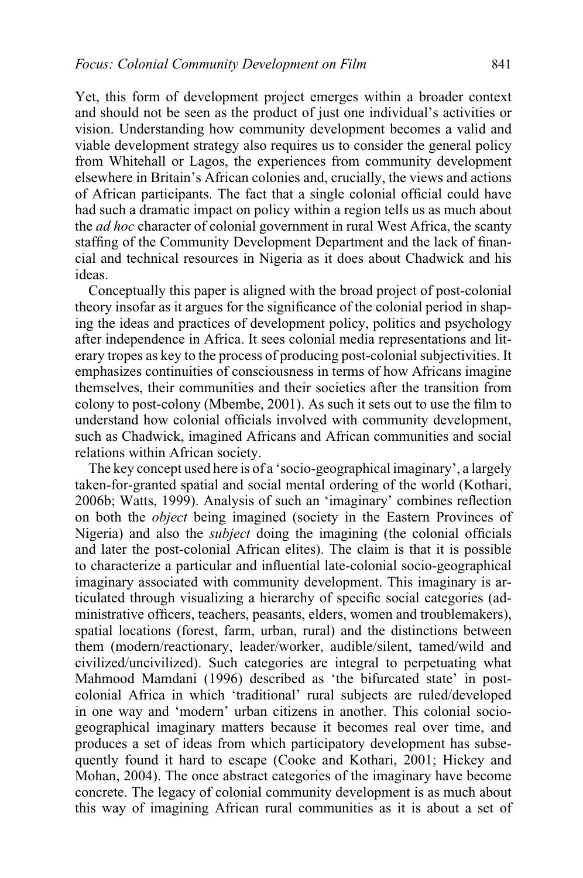Yet, this form of development project emerges within a broader context and should not be seen as the product of just one individual's activities or vision. Understanding how community development becomes a valid and viable development strategy also requires us to consider the general policy from Whitehall or Lagos, the experiences from community development elsewhere in Britain's African colonies and, crucially, the views and actions of African participants. The fact that a single colonial official could have had such a dramatic impact on policy within a region tells us as much about the *ad hoc* character of colonial government in rural West Africa, the scanty staffing of the Community Development Department and the lack of financial and technical resources in Nigeria as it does about Chadwick and his ideas.

Conceptually this paper is aligned with the broad project of post-colonial theory insofar as it argues for the significance of the colonial period in shaping the ideas and practices of development policy, politics and psychology after independence in Africa. It sees colonial media representations and literary tropes as key to the process of producing post-colonial subjectivities. It emphasizes continuities of consciousness in terms of how Africans imagine themselves, their communities and their societies after the transition from colony to post-colony (Mbembe, 2001). As such it sets out to use the film to understand how colonial officials involved with community development, such as Chadwick, imagined Africans and African communities and social relations within African society.

The key concept used here is of a 'socio-geographical imaginary', a largely taken-for-granted spatial and social mental ordering of the world (Kothari, 2006b; Watts, 1999). Analysis of such an 'imaginary' combines reflection on both the *object* being imagined (society in the Eastern Provinces of Nigeria) and also the *subject* doing the imagining (the colonial officials and later the post-colonial African elites). The claim is that it is possible to characterize a particular and influential late-colonial socio-geographical imaginary associated with community development. This imaginary is articulated through visualizing a hierarchy of specific social categories (administrative officers, teachers, peasants, elders, women and troublemakers), spatial locations (forest, farm, urban, rural) and the distinctions between them (modern/reactionary, leader/worker, audible/silent, tamed/wild and civilized/uncivilized). Such categories are integral to perpetuating what Mahmood Mamdani (1996) described as 'the bifurcated state' in post-colonial Africa in which 'traditional' rural subjects are ruled/developed in one way and 'modern' urban citizens in another. This colonial socio-geographical imaginary matters because it becomes real over time, and produces a set of ideas from which participatory development has subsequently found it hard to escape (Cooke and Kothari, 2001; Hickey and Mohan, 2004). The once abstract categories of the imaginary have become concrete. The legacy of colonial community development is as much about this way of imagining African rural communities as it is about a set of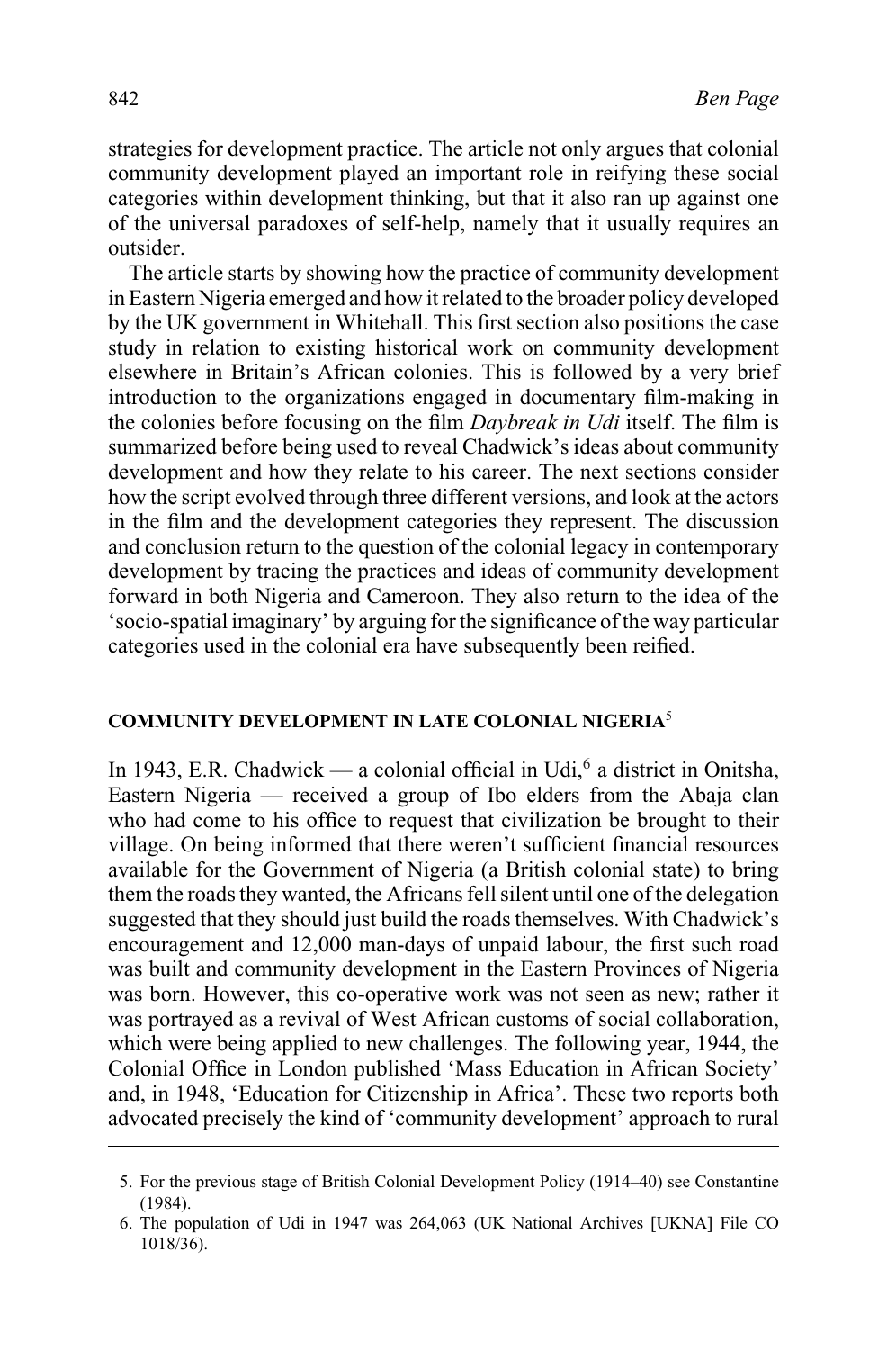strategies for development practice. The article not only argues that colonial community development played an important role in reifying these social categories within development thinking, but that it also ran up against one of the universal paradoxes of self-help, namely that it usually requires an outsider.

The article starts by showing how the practice of community development in Eastern Nigeria emerged and how it related to the broader policy developed by the UK government in Whitehall. This first section also positions the case study in relation to existing historical work on community development elsewhere in Britain's African colonies. This is followed by a very brief introduction to the organizations engaged in documentary film-making in the colonies before focusing on the film *Daybreak in Udi* itself. The film is summarized before being used to reveal Chadwick's ideas about community development and how they relate to his career. The next sections consider how the script evolved through three different versions, and look at the actors in the film and the development categories they represent. The discussion and conclusion return to the question of the colonial legacy in contemporary development by tracing the practices and ideas of community development forward in both Nigeria and Cameroon. They also return to the idea of the 'socio-spatial imaginary' by arguing for the significance of the way particular categories used in the colonial era have subsequently been reified.

## COMMUNITY DEVELOPMENT IN LATE COLONIAL NIGERIA[5]

In 1943, E.R. Chadwick — a colonial official in Udi,[6] a district in Onitsha, Eastern Nigeria — received a group of Ibo elders from the Abaja clan who had come to his office to request that civilization be brought to their village. On being informed that there weren't sufficient financial resources available for the Government of Nigeria (a British colonial state) to bring them the roads they wanted, the Africans fell silent until one of the delegation suggested that they should just build the roads themselves. With Chadwick's encouragement and 12,000 man-days of unpaid labour, the first such road was built and community development in the Eastern Provinces of Nigeria was born. However, this co-operative work was not seen as new; rather it was portrayed as a revival of West African customs of social collaboration, which were being applied to new challenges. The following year, 1944, the Colonial Office in London published 'Mass Education in African Society' and, in 1948, 'Education for Citizenship in Africa'. These two reports both advocated precisely the kind of 'community development' approach to rural

5. For the previous stage of British Colonial Development Policy (1914–40) see Constantine (1984).
6. The population of Udi in 1947 was 264,063 (UK National Archives [UKNA] File CO 1018/36).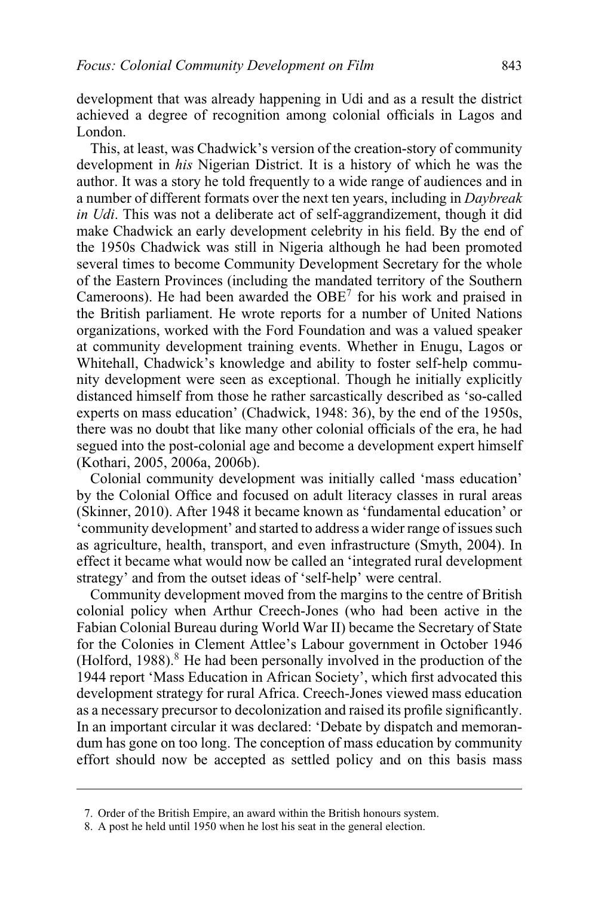development that was already happening in Udi and as a result the district achieved a degree of recognition among colonial officials in Lagos and London.

This, at least, was Chadwick's version of the creation-story of community development in *his* Nigerian District. It is a history of which he was the author. It was a story he told frequently to a wide range of audiences and in a number of different formats over the next ten years, including in *Daybreak in Udi*. This was not a deliberate act of self-aggrandizement, though it did make Chadwick an early development celebrity in his field. By the end of the 1950s Chadwick was still in Nigeria although he had been promoted several times to become Community Development Secretary for the whole of the Eastern Provinces (including the mandated territory of the Southern Cameroons). He had been awarded the OBE[7] for his work and praised in the British parliament. He wrote reports for a number of United Nations organizations, worked with the Ford Foundation and was a valued speaker at community development training events. Whether in Enugu, Lagos or Whitehall, Chadwick's knowledge and ability to foster self-help community development were seen as exceptional. Though he initially explicitly distanced himself from those he rather sarcastically described as 'so-called experts on mass education' (Chadwick, 1948: 36), by the end of the 1950s, there was no doubt that like many other colonial officials of the era, he had segued into the post-colonial age and become a development expert himself (Kothari, 2005, 2006a, 2006b).

Colonial community development was initially called 'mass education' by the Colonial Office and focused on adult literacy classes in rural areas (Skinner, 2010). After 1948 it became known as 'fundamental education' or 'community development' and started to address a wider range of issues such as agriculture, health, transport, and even infrastructure (Smyth, 2004). In effect it became what would now be called an 'integrated rural development strategy' and from the outset ideas of 'self-help' were central.

Community development moved from the margins to the centre of British colonial policy when Arthur Creech-Jones (who had been active in the Fabian Colonial Bureau during World War II) became the Secretary of State for the Colonies in Clement Attlee's Labour government in October 1946 (Holford, 1988).[8] He had been personally involved in the production of the 1944 report 'Mass Education in African Society', which first advocated this development strategy for rural Africa. Creech-Jones viewed mass education as a necessary precursor to decolonization and raised its profile significantly. In an important circular it was declared: 'Debate by dispatch and memorandum has gone on too long. The conception of mass education by community effort should now be accepted as settled policy and on this basis mass

7. Order of the British Empire, an award within the British honours system.

8. A post he held until 1950 when he lost his seat in the general election.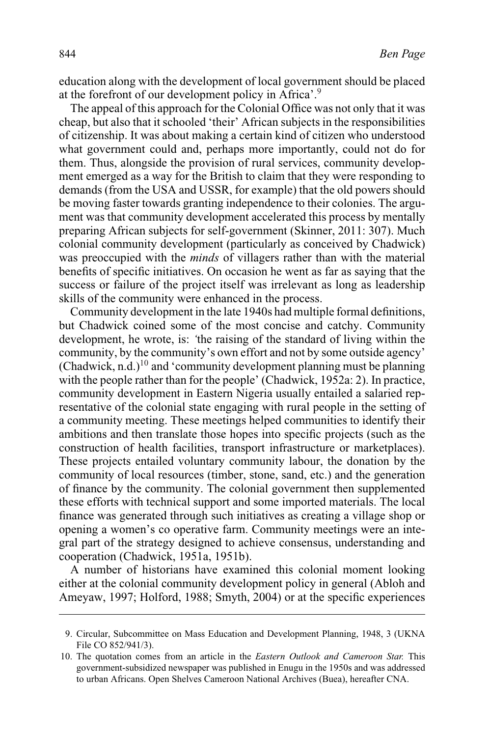education along with the development of local government should be placed at the forefront of our development policy in Africa'.[9]

The appeal of this approach for the Colonial Office was not only that it was cheap, but also that it schooled 'their' African subjects in the responsibilities of citizenship. It was about making a certain kind of citizen who understood what government could and, perhaps more importantly, could not do for them. Thus, alongside the provision of rural services, community development emerged as a way for the British to claim that they were responding to demands (from the USA and USSR, for example) that the old powers should be moving faster towards granting independence to their colonies. The argument was that community development accelerated this process by mentally preparing African subjects for self-government (Skinner, 2011: 307). Much colonial community development (particularly as conceived by Chadwick) was preoccupied with the *minds* of villagers rather than with the material benefits of specific initiatives. On occasion he went as far as saying that the success or failure of the project itself was irrelevant as long as leadership skills of the community were enhanced in the process.

Community development in the late 1940s had multiple formal definitions, but Chadwick coined some of the most concise and catchy. Community development, he wrote, is: 'the raising of the standard of living within the community, by the community's own effort and not by some outside agency' (Chadwick, n.d.)[10] and 'community development planning must be planning with the people rather than for the people' (Chadwick, 1952a: 2). In practice, community development in Eastern Nigeria usually entailed a salaried representative of the colonial state engaging with rural people in the setting of a community meeting. These meetings helped communities to identify their ambitions and then translate those hopes into specific projects (such as the construction of health facilities, transport infrastructure or marketplaces). These projects entailed voluntary community labour, the donation by the community of local resources (timber, stone, sand, etc.) and the generation of finance by the community. The colonial government then supplemented these efforts with technical support and some imported materials. The local finance was generated through such initiatives as creating a village shop or opening a women's co operative farm. Community meetings were an integral part of the strategy designed to achieve consensus, understanding and cooperation (Chadwick, 1951a, 1951b).

A number of historians have examined this colonial moment looking either at the colonial community development policy in general (Abloh and Ameyaw, 1997; Holford, 1988; Smyth, 2004) or at the specific experiences

9. Circular, Subcommittee on Mass Education and Development Planning, 1948, 3 (UKNA File CO 852/941/3).

10. The quotation comes from an article in the *Eastern Outlook and Cameroon Star.* This government-subsidized newspaper was published in Enugu in the 1950s and was addressed to urban Africans. Open Shelves Cameroon National Archives (Buea), hereafter CNA.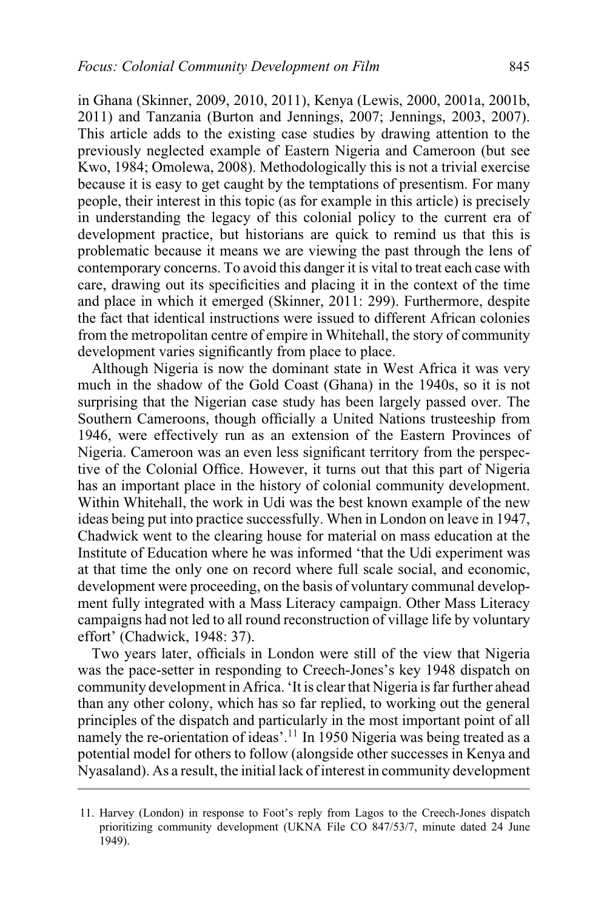in Ghana (Skinner, 2009, 2010, 2011), Kenya (Lewis, 2000, 2001a, 2001b, 2011) and Tanzania (Burton and Jennings, 2007; Jennings, 2003, 2007). This article adds to the existing case studies by drawing attention to the previously neglected example of Eastern Nigeria and Cameroon (but see Kwo, 1984; Omolewa, 2008). Methodologically this is not a trivial exercise because it is easy to get caught by the temptations of presentism. For many people, their interest in this topic (as for example in this article) is precisely in understanding the legacy of this colonial policy to the current era of development practice, but historians are quick to remind us that this is problematic because it means we are viewing the past through the lens of contemporary concerns. To avoid this danger it is vital to treat each case with care, drawing out its specificities and placing it in the context of the time and place in which it emerged (Skinner, 2011: 299). Furthermore, despite the fact that identical instructions were issued to different African colonies from the metropolitan centre of empire in Whitehall, the story of community development varies significantly from place to place.

Although Nigeria is now the dominant state in West Africa it was very much in the shadow of the Gold Coast (Ghana) in the 1940s, so it is not surprising that the Nigerian case study has been largely passed over. The Southern Cameroons, though officially a United Nations trusteeship from 1946, were effectively run as an extension of the Eastern Provinces of Nigeria. Cameroon was an even less significant territory from the perspective of the Colonial Office. However, it turns out that this part of Nigeria has an important place in the history of colonial community development. Within Whitehall, the work in Udi was the best known example of the new ideas being put into practice successfully. When in London on leave in 1947, Chadwick went to the clearing house for material on mass education at the Institute of Education where he was informed 'that the Udi experiment was at that time the only one on record where full scale social, and economic, development were proceeding, on the basis of voluntary communal development fully integrated with a Mass Literacy campaign. Other Mass Literacy campaigns had not led to all round reconstruction of village life by voluntary effort' (Chadwick, 1948: 37).

Two years later, officials in London were still of the view that Nigeria was the pace-setter in responding to Creech-Jones's key 1948 dispatch on community development in Africa. 'It is clear that Nigeria is far further ahead than any other colony, which has so far replied, to working out the general principles of the dispatch and particularly in the most important point of all namely the re-orientation of ideas'.[11] In 1950 Nigeria was being treated as a potential model for others to follow (alongside other successes in Kenya and Nyasaland). As a result, the initial lack of interest in community development

11. Harvey (London) in response to Foot's reply from Lagos to the Creech-Jones dispatch prioritizing community development (UKNA File CO 847/53/7, minute dated 24 June 1949).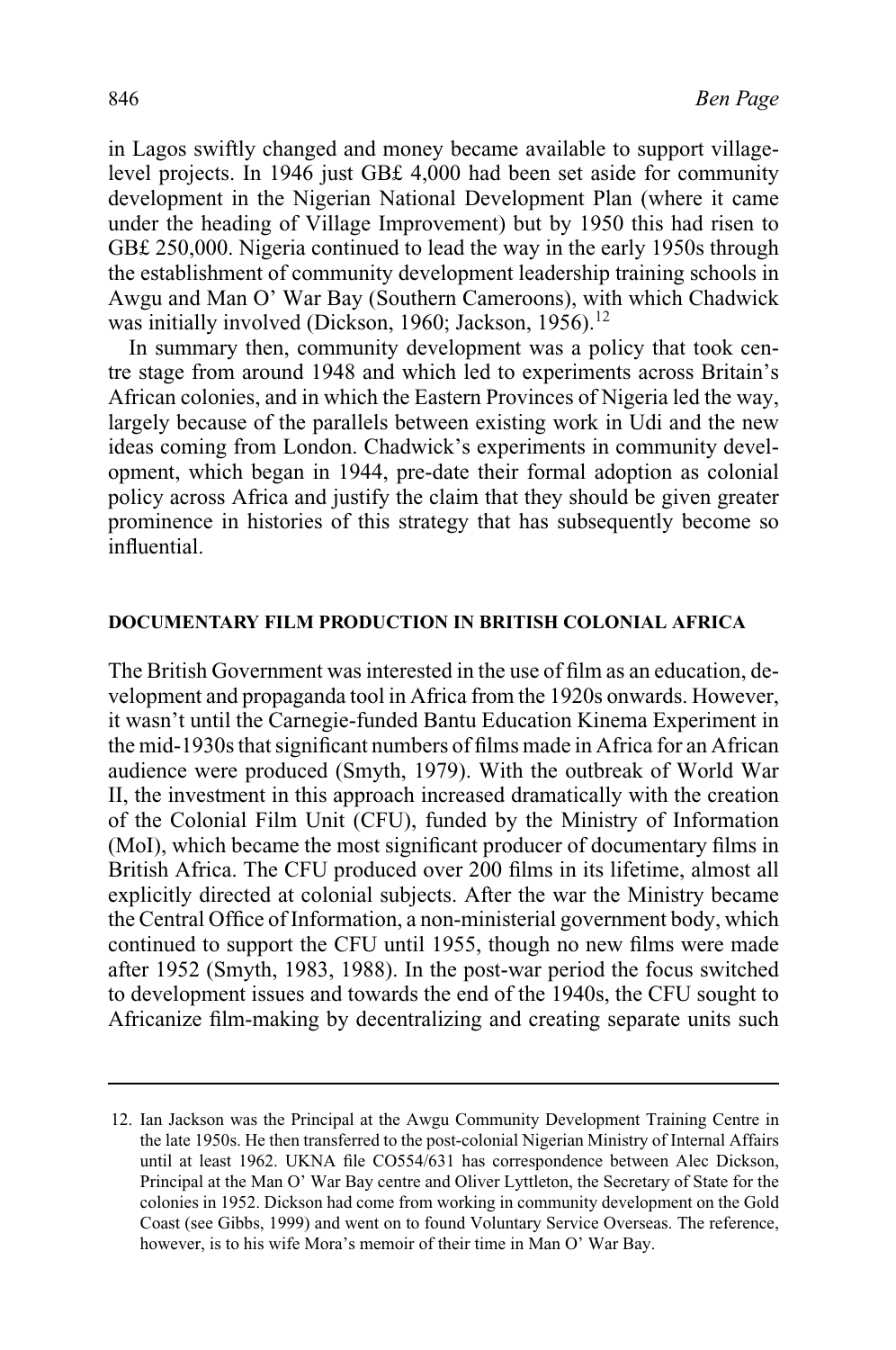in Lagos swiftly changed and money became available to support village-level projects. In 1946 just GB£ 4,000 had been set aside for community development in the Nigerian National Development Plan (where it came under the heading of Village Improvement) but by 1950 this had risen to GB£ 250,000. Nigeria continued to lead the way in the early 1950s through the establishment of community development leadership training schools in Awgu and Man O' War Bay (Southern Cameroons), with which Chadwick was initially involved (Dickson, 1960; Jackson, 1956).[12]

In summary then, community development was a policy that took centre stage from around 1948 and which led to experiments across Britain's African colonies, and in which the Eastern Provinces of Nigeria led the way, largely because of the parallels between existing work in Udi and the new ideas coming from London. Chadwick's experiments in community development, which began in 1944, pre-date their formal adoption as colonial policy across Africa and justify the claim that they should be given greater prominence in histories of this strategy that has subsequently become so influential.

## DOCUMENTARY FILM PRODUCTION IN BRITISH COLONIAL AFRICA

The British Government was interested in the use of film as an education, development and propaganda tool in Africa from the 1920s onwards. However, it wasn't until the Carnegie-funded Bantu Education Kinema Experiment in the mid-1930s that significant numbers of films made in Africa for an African audience were produced (Smyth, 1979). With the outbreak of World War II, the investment in this approach increased dramatically with the creation of the Colonial Film Unit (CFU), funded by the Ministry of Information (MoI), which became the most significant producer of documentary films in British Africa. The CFU produced over 200 films in its lifetime, almost all explicitly directed at colonial subjects. After the war the Ministry became the Central Office of Information, a non-ministerial government body, which continued to support the CFU until 1955, though no new films were made after 1952 (Smyth, 1983, 1988). In the post-war period the focus switched to development issues and towards the end of the 1940s, the CFU sought to Africanize film-making by decentralizing and creating separate units such

12. Ian Jackson was the Principal at the Awgu Community Development Training Centre in the late 1950s. He then transferred to the post-colonial Nigerian Ministry of Internal Affairs until at least 1962. UKNA file CO554/631 has correspondence between Alec Dickson, Principal at the Man O' War Bay centre and Oliver Lyttleton, the Secretary of State for the colonies in 1952. Dickson had come from working in community development on the Gold Coast (see Gibbs, 1999) and went on to found Voluntary Service Overseas. The reference, however, is to his wife Mora's memoir of their time in Man O' War Bay.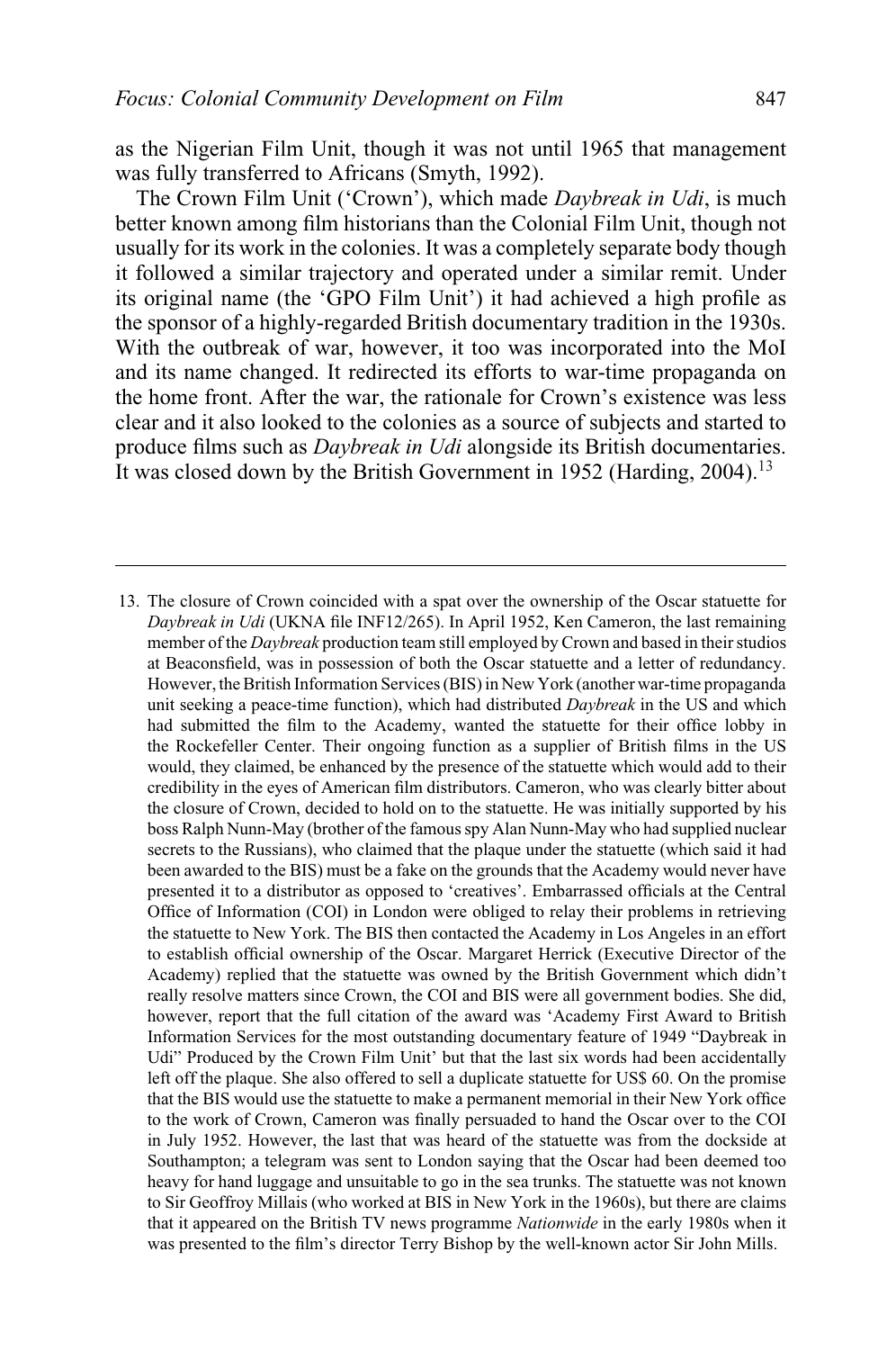as the Nigerian Film Unit, though it was not until 1965 that management was fully transferred to Africans (Smyth, 1992).

The Crown Film Unit ('Crown'), which made *Daybreak in Udi*, is much better known among film historians than the Colonial Film Unit, though not usually for its work in the colonies. It was a completely separate body though it followed a similar trajectory and operated under a similar remit. Under its original name (the 'GPO Film Unit') it had achieved a high profile as the sponsor of a highly-regarded British documentary tradition in the 1930s. With the outbreak of war, however, it too was incorporated into the MoI and its name changed. It redirected its efforts to war-time propaganda on the home front. After the war, the rationale for Crown's existence was less clear and it also looked to the colonies as a source of subjects and started to produce films such as *Daybreak in Udi* alongside its British documentaries. It was closed down by the British Government in 1952 (Harding, 2004).[13]

---

13. The closure of Crown coincided with a spat over the ownership of the Oscar statuette for *Daybreak in Udi* (UKNA file INF12/265). In April 1952, Ken Cameron, the last remaining member of the *Daybreak* production team still employed by Crown and based in their studios at Beaconsfield, was in possession of both the Oscar statuette and a letter of redundancy. However, the British Information Services (BIS) in New York (another war-time propaganda unit seeking a peace-time function), which had distributed *Daybreak* in the US and which had submitted the film to the Academy, wanted the statuette for their office lobby in the Rockefeller Center. Their ongoing function as a supplier of British films in the US would, they claimed, be enhanced by the presence of the statuette which would add to their credibility in the eyes of American film distributors. Cameron, who was clearly bitter about the closure of Crown, decided to hold on to the statuette. He was initially supported by his boss Ralph Nunn-May (brother of the famous spy Alan Nunn-May who had supplied nuclear secrets to the Russians), who claimed that the plaque under the statuette (which said it had been awarded to the BIS) must be a fake on the grounds that the Academy would never have presented it to a distributor as opposed to 'creatives'. Embarrassed officials at the Central Office of Information (COI) in London were obliged to relay their problems in retrieving the statuette to New York. The BIS then contacted the Academy in Los Angeles in an effort to establish official ownership of the Oscar. Margaret Herrick (Executive Director of the Academy) replied that the statuette was owned by the British Government which didn't really resolve matters since Crown, the COI and BIS were all government bodies. She did, however, report that the full citation of the award was 'Academy First Award to British Information Services for the most outstanding documentary feature of 1949 "Daybreak in Udi" Produced by the Crown Film Unit' but that the last six words had been accidentally left off the plaque. She also offered to sell a duplicate statuette for US$ 60. On the promise that the BIS would use the statuette to make a permanent memorial in their New York office to the work of Crown, Cameron was finally persuaded to hand the Oscar over to the COI in July 1952. However, the last that was heard of the statuette was from the dockside at Southampton; a telegram was sent to London saying that the Oscar had been deemed too heavy for hand luggage and unsuitable to go in the sea trunks. The statuette was not known to Sir Geoffroy Millais (who worked at BIS in New York in the 1960s), but there are claims that it appeared on the British TV news programme *Nationwide* in the early 1980s when it was presented to the film's director Terry Bishop by the well-known actor Sir John Mills.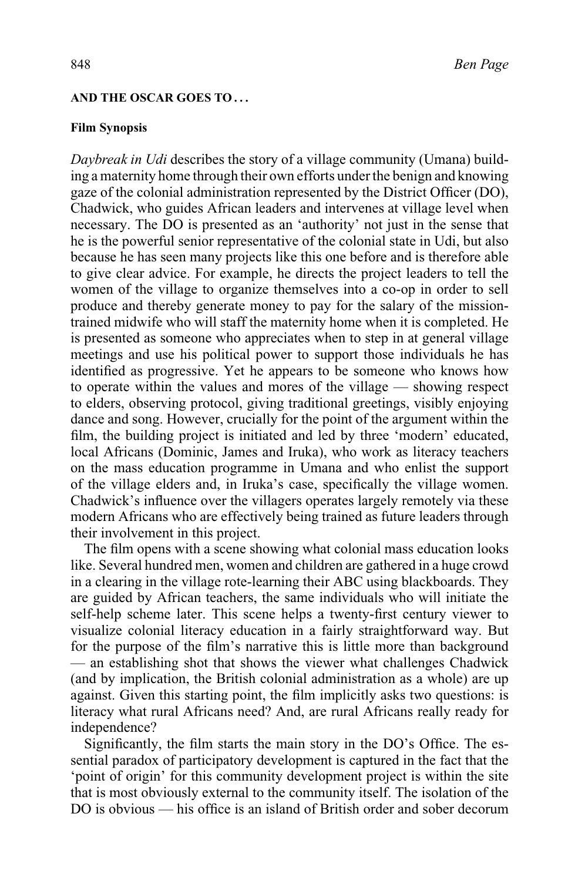## AND THE OSCAR GOES TO . . .

### Film Synopsis

*Daybreak in Udi* describes the story of a village community (Umana) building a maternity home through their own efforts under the benign and knowing gaze of the colonial administration represented by the District Officer (DO), Chadwick, who guides African leaders and intervenes at village level when necessary. The DO is presented as an 'authority' not just in the sense that he is the powerful senior representative of the colonial state in Udi, but also because he has seen many projects like this one before and is therefore able to give clear advice. For example, he directs the project leaders to tell the women of the village to organize themselves into a co-op in order to sell produce and thereby generate money to pay for the salary of the mission-trained midwife who will staff the maternity home when it is completed. He is presented as someone who appreciates when to step in at general village meetings and use his political power to support those individuals he has identified as progressive. Yet he appears to be someone who knows how to operate within the values and mores of the village — showing respect to elders, observing protocol, giving traditional greetings, visibly enjoying dance and song. However, crucially for the point of the argument within the film, the building project is initiated and led by three 'modern' educated, local Africans (Dominic, James and Iruka), who work as literacy teachers on the mass education programme in Umana and who enlist the support of the village elders and, in Iruka's case, specifically the village women. Chadwick's influence over the villagers operates largely remotely via these modern Africans who are effectively being trained as future leaders through their involvement in this project.

The film opens with a scene showing what colonial mass education looks like. Several hundred men, women and children are gathered in a huge crowd in a clearing in the village rote-learning their ABC using blackboards. They are guided by African teachers, the same individuals who will initiate the self-help scheme later. This scene helps a twenty-first century viewer to visualize colonial literacy education in a fairly straightforward way. But for the purpose of the film's narrative this is little more than background — an establishing shot that shows the viewer what challenges Chadwick (and by implication, the British colonial administration as a whole) are up against. Given this starting point, the film implicitly asks two questions: is literacy what rural Africans need? And, are rural Africans really ready for independence?

Significantly, the film starts the main story in the DO's Office. The essential paradox of participatory development is captured in the fact that the 'point of origin' for this community development project is within the site that is most obviously external to the community itself. The isolation of the DO is obvious — his office is an island of British order and sober decorum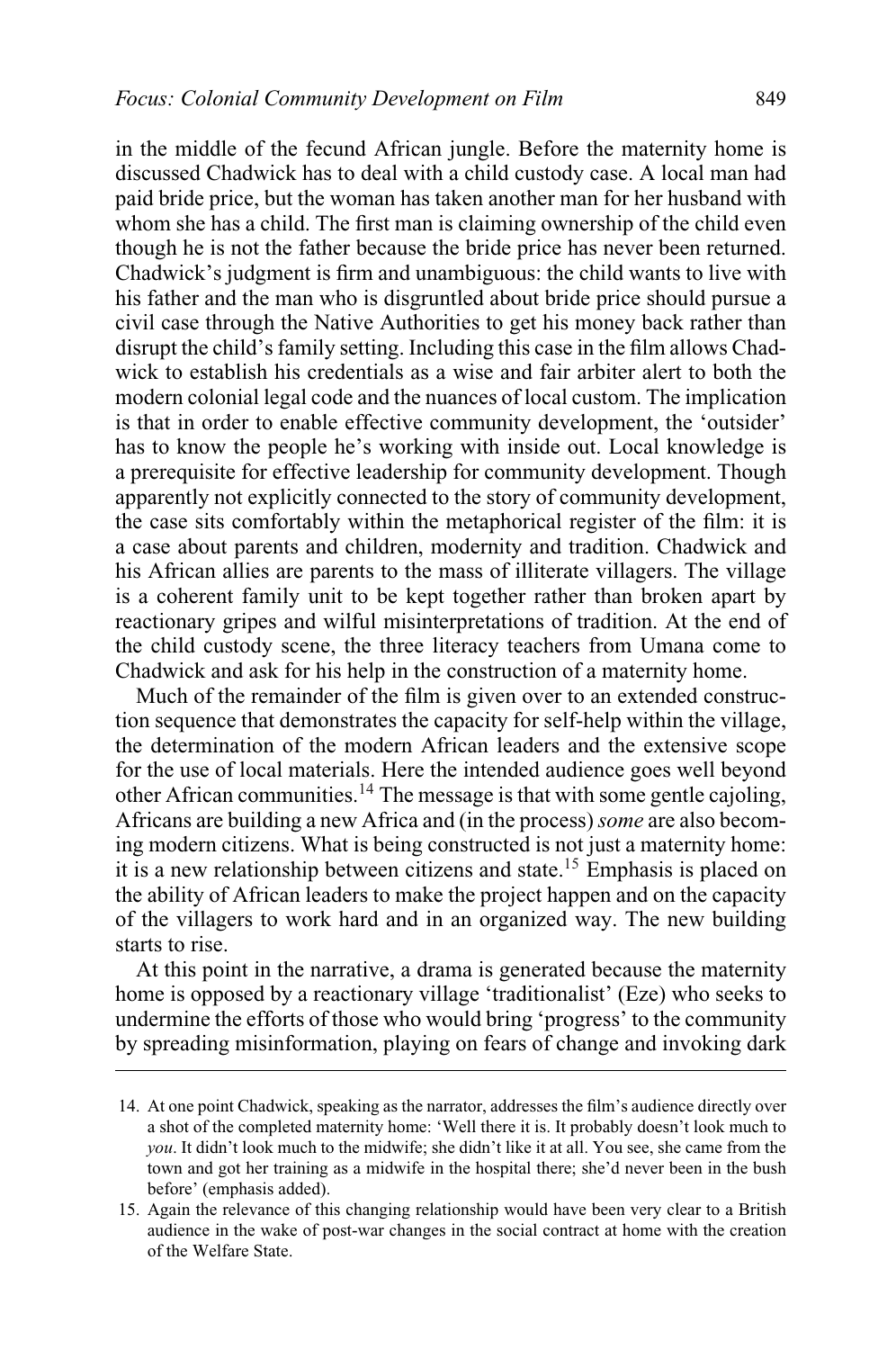in the middle of the fecund African jungle. Before the maternity home is discussed Chadwick has to deal with a child custody case. A local man had paid bride price, but the woman has taken another man for her husband with whom she has a child. The first man is claiming ownership of the child even though he is not the father because the bride price has never been returned. Chadwick's judgment is firm and unambiguous: the child wants to live with his father and the man who is disgruntled about bride price should pursue a civil case through the Native Authorities to get his money back rather than disrupt the child's family setting. Including this case in the film allows Chadwick to establish his credentials as a wise and fair arbiter alert to both the modern colonial legal code and the nuances of local custom. The implication is that in order to enable effective community development, the 'outsider' has to know the people he's working with inside out. Local knowledge is a prerequisite for effective leadership for community development. Though apparently not explicitly connected to the story of community development, the case sits comfortably within the metaphorical register of the film: it is a case about parents and children, modernity and tradition. Chadwick and his African allies are parents to the mass of illiterate villagers. The village is a coherent family unit to be kept together rather than broken apart by reactionary gripes and wilful misinterpretations of tradition. At the end of the child custody scene, the three literacy teachers from Umana come to Chadwick and ask for his help in the construction of a maternity home.

Much of the remainder of the film is given over to an extended construction sequence that demonstrates the capacity for self-help within the village, the determination of the modern African leaders and the extensive scope for the use of local materials. Here the intended audience goes well beyond other African communities.[14] The message is that with some gentle cajoling, Africans are building a new Africa and (in the process) *some* are also becoming modern citizens. What is being constructed is not just a maternity home: it is a new relationship between citizens and state.[15] Emphasis is placed on the ability of African leaders to make the project happen and on the capacity of the villagers to work hard and in an organized way. The new building starts to rise.

At this point in the narrative, a drama is generated because the maternity home is opposed by a reactionary village 'traditionalist' (Eze) who seeks to undermine the efforts of those who would bring 'progress' to the community by spreading misinformation, playing on fears of change and invoking dark

14. At one point Chadwick, speaking as the narrator, addresses the film's audience directly over a shot of the completed maternity home: 'Well there it is. It probably doesn't look much to *you*. It didn't look much to the midwife; she didn't like it at all. You see, she came from the town and got her training as a midwife in the hospital there; she'd never been in the bush before' (emphasis added).

15. Again the relevance of this changing relationship would have been very clear to a British audience in the wake of post-war changes in the social contract at home with the creation of the Welfare State.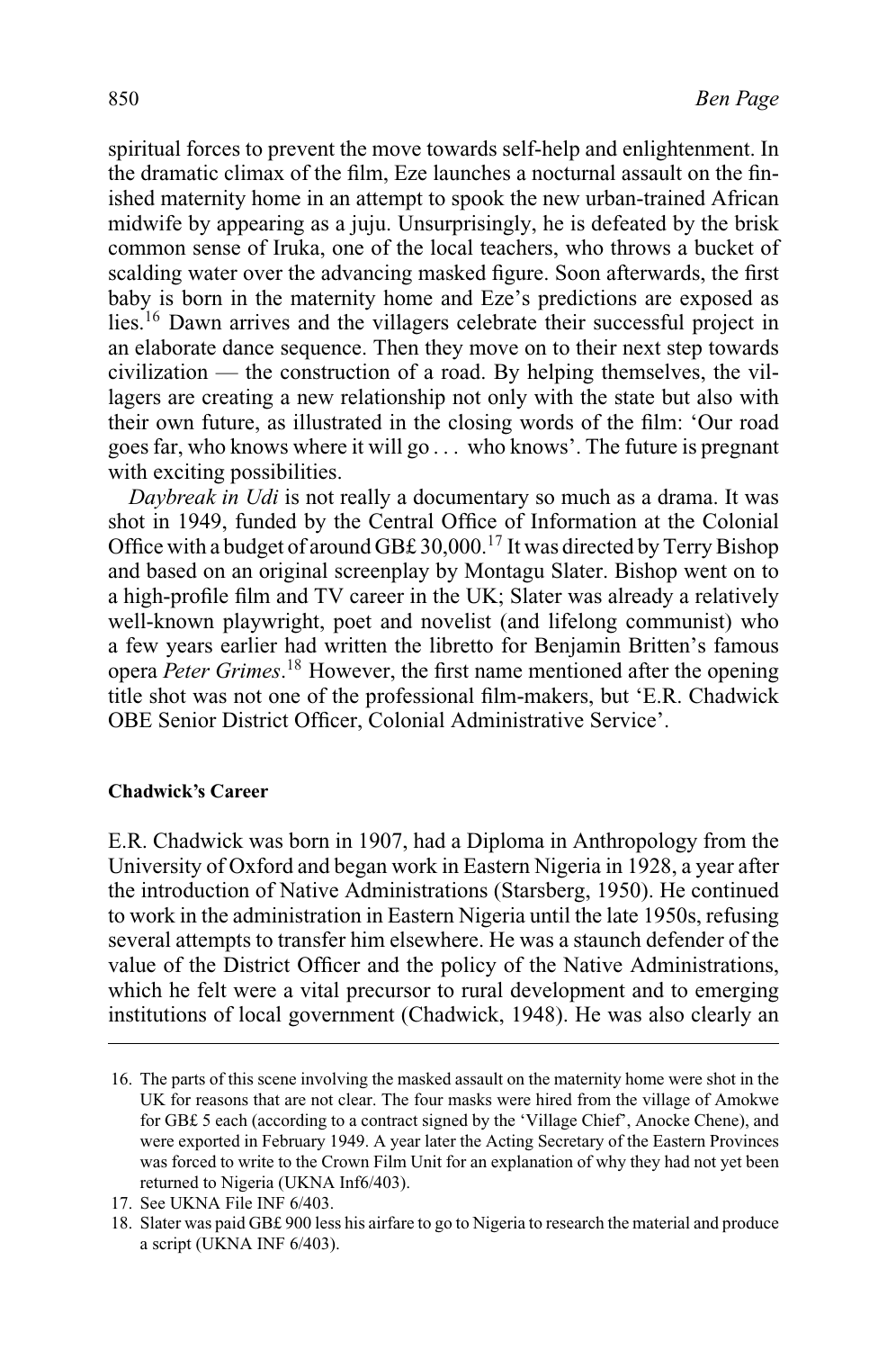spiritual forces to prevent the move towards self-help and enlightenment. In the dramatic climax of the film, Eze launches a nocturnal assault on the finished maternity home in an attempt to spook the new urban-trained African midwife by appearing as a juju. Unsurprisingly, he is defeated by the brisk common sense of Iruka, one of the local teachers, who throws a bucket of scalding water over the advancing masked figure. Soon afterwards, the first baby is born in the maternity home and Eze's predictions are exposed as lies.[16] Dawn arrives and the villagers celebrate their successful project in an elaborate dance sequence. Then they move on to their next step towards civilization — the construction of a road. By helping themselves, the villagers are creating a new relationship not only with the state but also with their own future, as illustrated in the closing words of the film: 'Our road goes far, who knows where it will go . . . who knows'. The future is pregnant with exciting possibilities.

*Daybreak in Udi* is not really a documentary so much as a drama. It was shot in 1949, funded by the Central Office of Information at the Colonial Office with a budget of around GB£ 30,000.[17] It was directed by Terry Bishop and based on an original screenplay by Montagu Slater. Bishop went on to a high-profile film and TV career in the UK; Slater was already a relatively well-known playwright, poet and novelist (and lifelong communist) who a few years earlier had written the libretto for Benjamin Britten's famous opera *Peter Grimes*.[18] However, the first name mentioned after the opening title shot was not one of the professional film-makers, but 'E.R. Chadwick OBE Senior District Officer, Colonial Administrative Service'.

#### Chadwick's Career

E.R. Chadwick was born in 1907, had a Diploma in Anthropology from the University of Oxford and began work in Eastern Nigeria in 1928, a year after the introduction of Native Administrations (Starsberg, 1950). He continued to work in the administration in Eastern Nigeria until the late 1950s, refusing several attempts to transfer him elsewhere. He was a staunch defender of the value of the District Officer and the policy of the Native Administrations, which he felt were a vital precursor to rural development and to emerging institutions of local government (Chadwick, 1948). He was also clearly an

---

16. The parts of this scene involving the masked assault on the maternity home were shot in the UK for reasons that are not clear. The four masks were hired from the village of Amokwe for GB£ 5 each (according to a contract signed by the 'Village Chief', Anocke Chene), and were exported in February 1949. A year later the Acting Secretary of the Eastern Provinces was forced to write to the Crown Film Unit for an explanation of why they had not yet been returned to Nigeria (UKNA Inf6/403).
17. See UKNA File INF 6/403.
18. Slater was paid GB£ 900 less his airfare to go to Nigeria to research the material and produce a script (UKNA INF 6/403).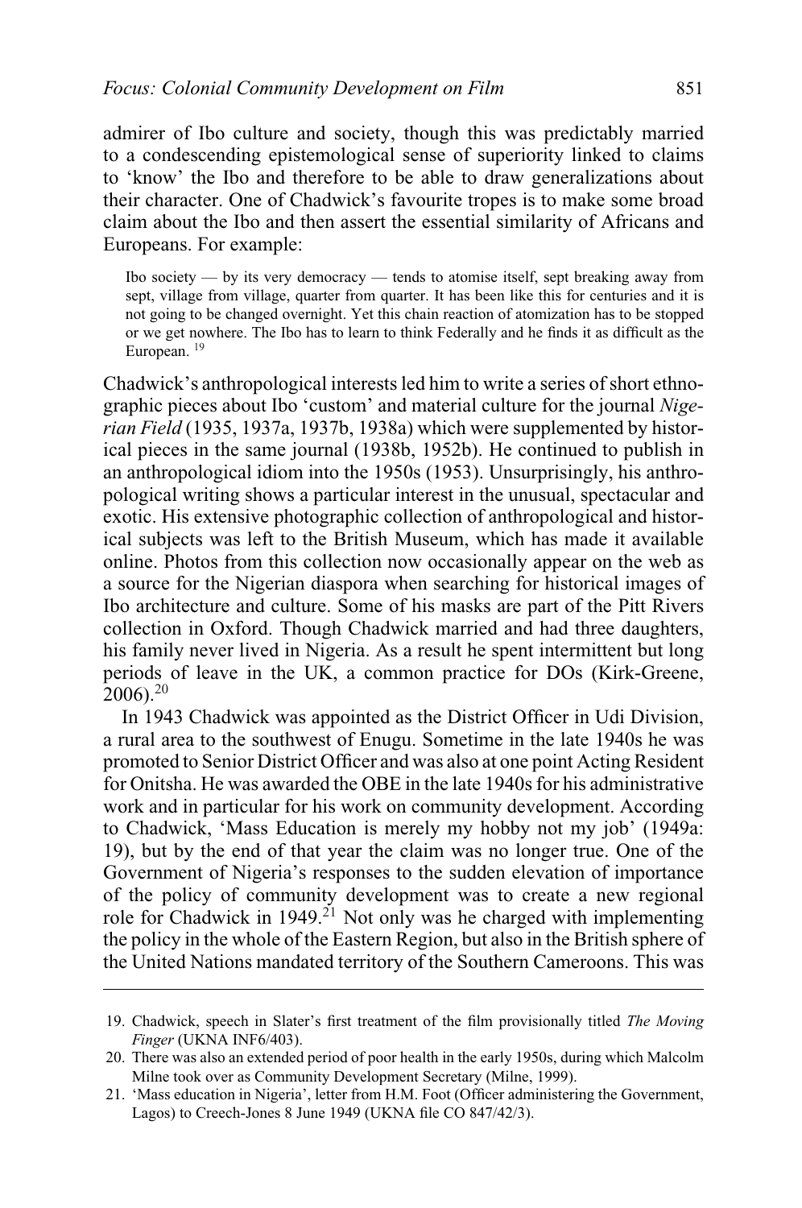admirer of Ibo culture and society, though this was predictably married to a condescending epistemological sense of superiority linked to claims to 'know' the Ibo and therefore to be able to draw generalizations about their character. One of Chadwick's favourite tropes is to make some broad claim about the Ibo and then assert the essential similarity of Africans and Europeans. For example:

> Ibo society — by its very democracy — tends to atomise itself, sept breaking away from sept, village from village, quarter from quarter. It has been like this for centuries and it is not going to be changed overnight. Yet this chain reaction of atomization has to be stopped or we get nowhere. The Ibo has to learn to think Federally and he finds it as difficult as the European. [19]

Chadwick's anthropological interests led him to write a series of short ethnographic pieces about Ibo 'custom' and material culture for the journal *Nigerian Field* (1935, 1937a, 1937b, 1938a) which were supplemented by historical pieces in the same journal (1938b, 1952b). He continued to publish in an anthropological idiom into the 1950s (1953). Unsurprisingly, his anthropological writing shows a particular interest in the unusual, spectacular and exotic. His extensive photographic collection of anthropological and historical subjects was left to the British Museum, which has made it available online. Photos from this collection now occasionally appear on the web as a source for the Nigerian diaspora when searching for historical images of Ibo architecture and culture. Some of his masks are part of the Pitt Rivers collection in Oxford. Though Chadwick married and had three daughters, his family never lived in Nigeria. As a result he spent intermittent but long periods of leave in the UK, a common practice for DOs (Kirk-Greene, 2006).[20]

In 1943 Chadwick was appointed as the District Officer in Udi Division, a rural area to the southwest of Enugu. Sometime in the late 1940s he was promoted to Senior District Officer and was also at one point Acting Resident for Onitsha. He was awarded the OBE in the late 1940s for his administrative work and in particular for his work on community development. According to Chadwick, 'Mass Education is merely my hobby not my job' (1949a: 19), but by the end of that year the claim was no longer true. One of the Government of Nigeria's responses to the sudden elevation of importance of the policy of community development was to create a new regional role for Chadwick in 1949.[21] Not only was he charged with implementing the policy in the whole of the Eastern Region, but also in the British sphere of the United Nations mandated territory of the Southern Cameroons. This was

---

19. Chadwick, speech in Slater's first treatment of the film provisionally titled *The Moving Finger* (UKNA INF6/403).
20. There was also an extended period of poor health in the early 1950s, during which Malcolm Milne took over as Community Development Secretary (Milne, 1999).
21. 'Mass education in Nigeria', letter from H.M. Foot (Officer administering the Government, Lagos) to Creech-Jones 8 June 1949 (UKNA file CO 847/42/3).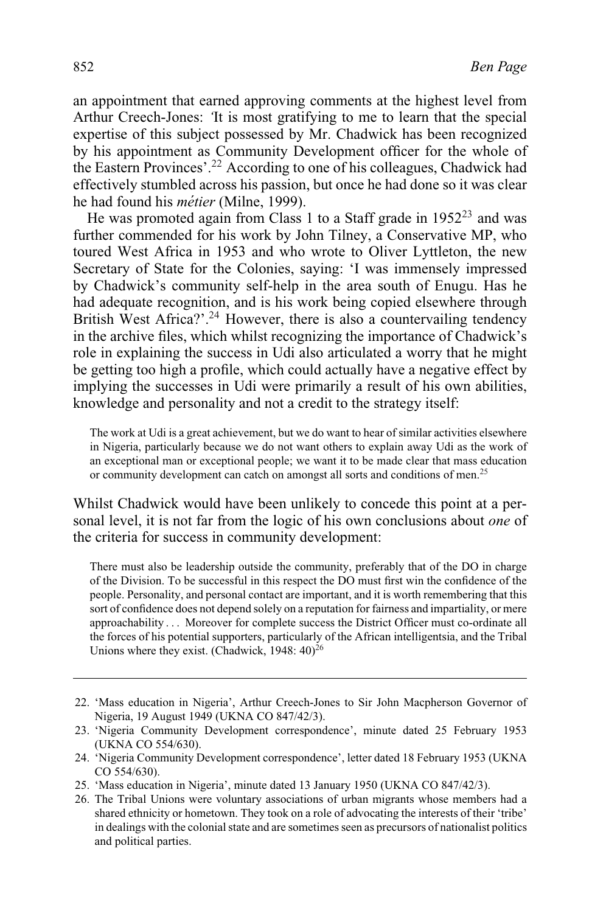an appointment that earned approving comments at the highest level from Arthur Creech-Jones: 'It is most gratifying to me to learn that the special expertise of this subject possessed by Mr. Chadwick has been recognized by his appointment as Community Development officer for the whole of the Eastern Provinces'.[22] According to one of his colleagues, Chadwick had effectively stumbled across his passion, but once he had done so it was clear he had found his *métier* (Milne, 1999).

He was promoted again from Class 1 to a Staff grade in 1952[23] and was further commended for his work by John Tilney, a Conservative MP, who toured West Africa in 1953 and who wrote to Oliver Lyttleton, the new Secretary of State for the Colonies, saying: 'I was immensely impressed by Chadwick's community self-help in the area south of Enugu. Has he had adequate recognition, and is his work being copied elsewhere through British West Africa?'.[24] However, there is also a countervailing tendency in the archive files, which whilst recognizing the importance of Chadwick's role in explaining the success in Udi also articulated a worry that he might be getting too high a profile, which could actually have a negative effect by implying the successes in Udi were primarily a result of his own abilities, knowledge and personality and not a credit to the strategy itself:

> The work at Udi is a great achievement, but we do want to hear of similar activities elsewhere in Nigeria, particularly because we do not want others to explain away Udi as the work of an exceptional man or exceptional people; we want it to be made clear that mass education or community development can catch on amongst all sorts and conditions of men.[25]

Whilst Chadwick would have been unlikely to concede this point at a personal level, it is not far from the logic of his own conclusions about *one* of the criteria for success in community development:

> There must also be leadership outside the community, preferably that of the DO in charge of the Division. To be successful in this respect the DO must first win the confidence of the people. Personality, and personal contact are important, and it is worth remembering that this sort of confidence does not depend solely on a reputation for fairness and impartiality, or mere approachability . . . Moreover for complete success the District Officer must co-ordinate all the forces of his potential supporters, particularly of the African intelligentsia, and the Tribal Unions where they exist. (Chadwick, 1948: 40)[26]

---

22. 'Mass education in Nigeria', Arthur Creech-Jones to Sir John Macpherson Governor of Nigeria, 19 August 1949 (UKNA CO 847/42/3).
23. 'Nigeria Community Development correspondence', minute dated 25 February 1953 (UKNA CO 554/630).
24. 'Nigeria Community Development correspondence', letter dated 18 February 1953 (UKNA CO 554/630).
25. 'Mass education in Nigeria', minute dated 13 January 1950 (UKNA CO 847/42/3).
26. The Tribal Unions were voluntary associations of urban migrants whose members had a shared ethnicity or hometown. They took on a role of advocating the interests of their 'tribe' in dealings with the colonial state and are sometimes seen as precursors of nationalist politics and political parties.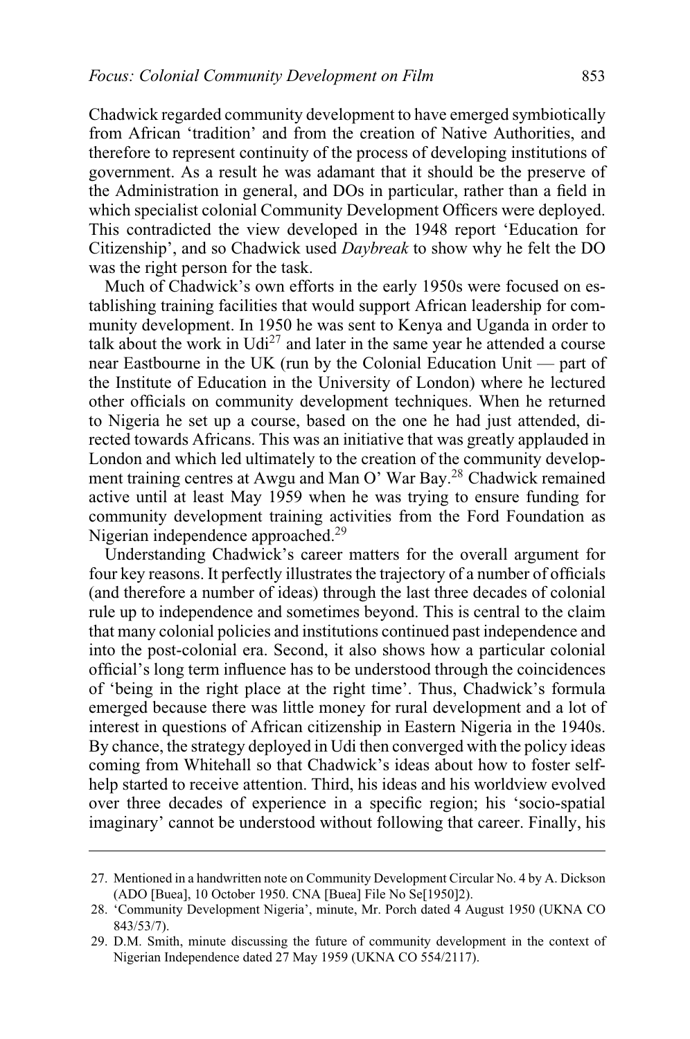Chadwick regarded community development to have emerged symbiotically from African 'tradition' and from the creation of Native Authorities, and therefore to represent continuity of the process of developing institutions of government. As a result he was adamant that it should be the preserve of the Administration in general, and DOs in particular, rather than a field in which specialist colonial Community Development Officers were deployed. This contradicted the view developed in the 1948 report 'Education for Citizenship', and so Chadwick used *Daybreak* to show why he felt the DO was the right person for the task.

Much of Chadwick's own efforts in the early 1950s were focused on establishing training facilities that would support African leadership for community development. In 1950 he was sent to Kenya and Uganda in order to talk about the work in Udi[27] and later in the same year he attended a course near Eastbourne in the UK (run by the Colonial Education Unit — part of the Institute of Education in the University of London) where he lectured other officials on community development techniques. When he returned to Nigeria he set up a course, based on the one he had just attended, directed towards Africans. This was an initiative that was greatly applauded in London and which led ultimately to the creation of the community development training centres at Awgu and Man O' War Bay.[28] Chadwick remained active until at least May 1959 when he was trying to ensure funding for community development training activities from the Ford Foundation as Nigerian independence approached.[29]

Understanding Chadwick's career matters for the overall argument for four key reasons. It perfectly illustrates the trajectory of a number of officials (and therefore a number of ideas) through the last three decades of colonial rule up to independence and sometimes beyond. This is central to the claim that many colonial policies and institutions continued past independence and into the post-colonial era. Second, it also shows how a particular colonial official's long term influence has to be understood through the coincidences of 'being in the right place at the right time'. Thus, Chadwick's formula emerged because there was little money for rural development and a lot of interest in questions of African citizenship in Eastern Nigeria in the 1940s. By chance, the strategy deployed in Udi then converged with the policy ideas coming from Whitehall so that Chadwick's ideas about how to foster self-help started to receive attention. Third, his ideas and his worldview evolved over three decades of experience in a specific region; his 'socio-spatial imaginary' cannot be understood without following that career. Finally, his

---

27. Mentioned in a handwritten note on Community Development Circular No. 4 by A. Dickson (ADO [Buea], 10 October 1950. CNA [Buea] File No Se[1950]2).
28. 'Community Development Nigeria', minute, Mr. Porch dated 4 August 1950 (UKNA CO 843/53/7).
29. D.M. Smith, minute discussing the future of community development in the context of Nigerian Independence dated 27 May 1959 (UKNA CO 554/2117).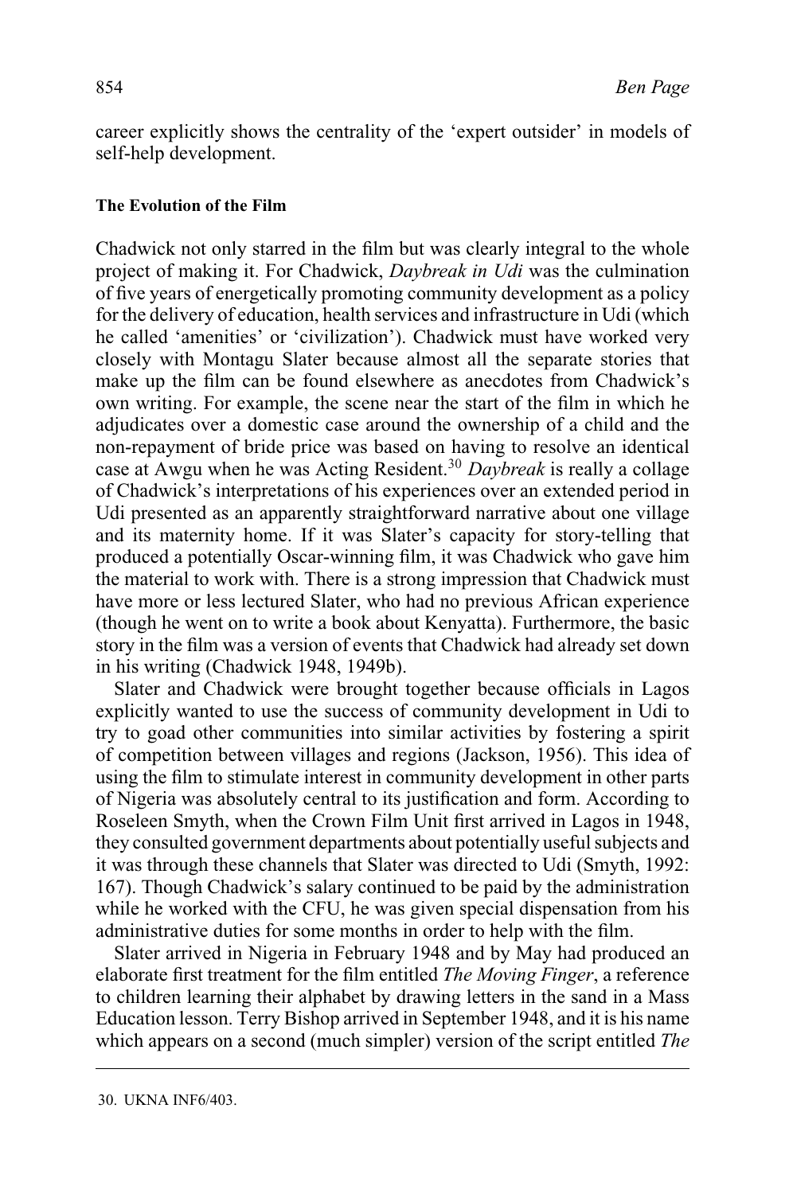career explicitly shows the centrality of the 'expert outsider' in models of self-help development.

### The Evolution of the Film

Chadwick not only starred in the film but was clearly integral to the whole project of making it. For Chadwick, *Daybreak in Udi* was the culmination of five years of energetically promoting community development as a policy for the delivery of education, health services and infrastructure in Udi (which he called 'amenities' or 'civilization'). Chadwick must have worked very closely with Montagu Slater because almost all the separate stories that make up the film can be found elsewhere as anecdotes from Chadwick's own writing. For example, the scene near the start of the film in which he adjudicates over a domestic case around the ownership of a child and the non-repayment of bride price was based on having to resolve an identical case at Awgu when he was Acting Resident.[30] *Daybreak* is really a collage of Chadwick's interpretations of his experiences over an extended period in Udi presented as an apparently straightforward narrative about one village and its maternity home. If it was Slater's capacity for story-telling that produced a potentially Oscar-winning film, it was Chadwick who gave him the material to work with. There is a strong impression that Chadwick must have more or less lectured Slater, who had no previous African experience (though he went on to write a book about Kenyatta). Furthermore, the basic story in the film was a version of events that Chadwick had already set down in his writing (Chadwick 1948, 1949b).

Slater and Chadwick were brought together because officials in Lagos explicitly wanted to use the success of community development in Udi to try to goad other communities into similar activities by fostering a spirit of competition between villages and regions (Jackson, 1956). This idea of using the film to stimulate interest in community development in other parts of Nigeria was absolutely central to its justification and form. According to Roseleen Smyth, when the Crown Film Unit first arrived in Lagos in 1948, they consulted government departments about potentially useful subjects and it was through these channels that Slater was directed to Udi (Smyth, 1992: 167). Though Chadwick's salary continued to be paid by the administration while he worked with the CFU, he was given special dispensation from his administrative duties for some months in order to help with the film.

Slater arrived in Nigeria in February 1948 and by May had produced an elaborate first treatment for the film entitled *The Moving Finger*, a reference to children learning their alphabet by drawing letters in the sand in a Mass Education lesson. Terry Bishop arrived in September 1948, and it is his name which appears on a second (much simpler) version of the script entitled *The*

30. UKNA INF6/403.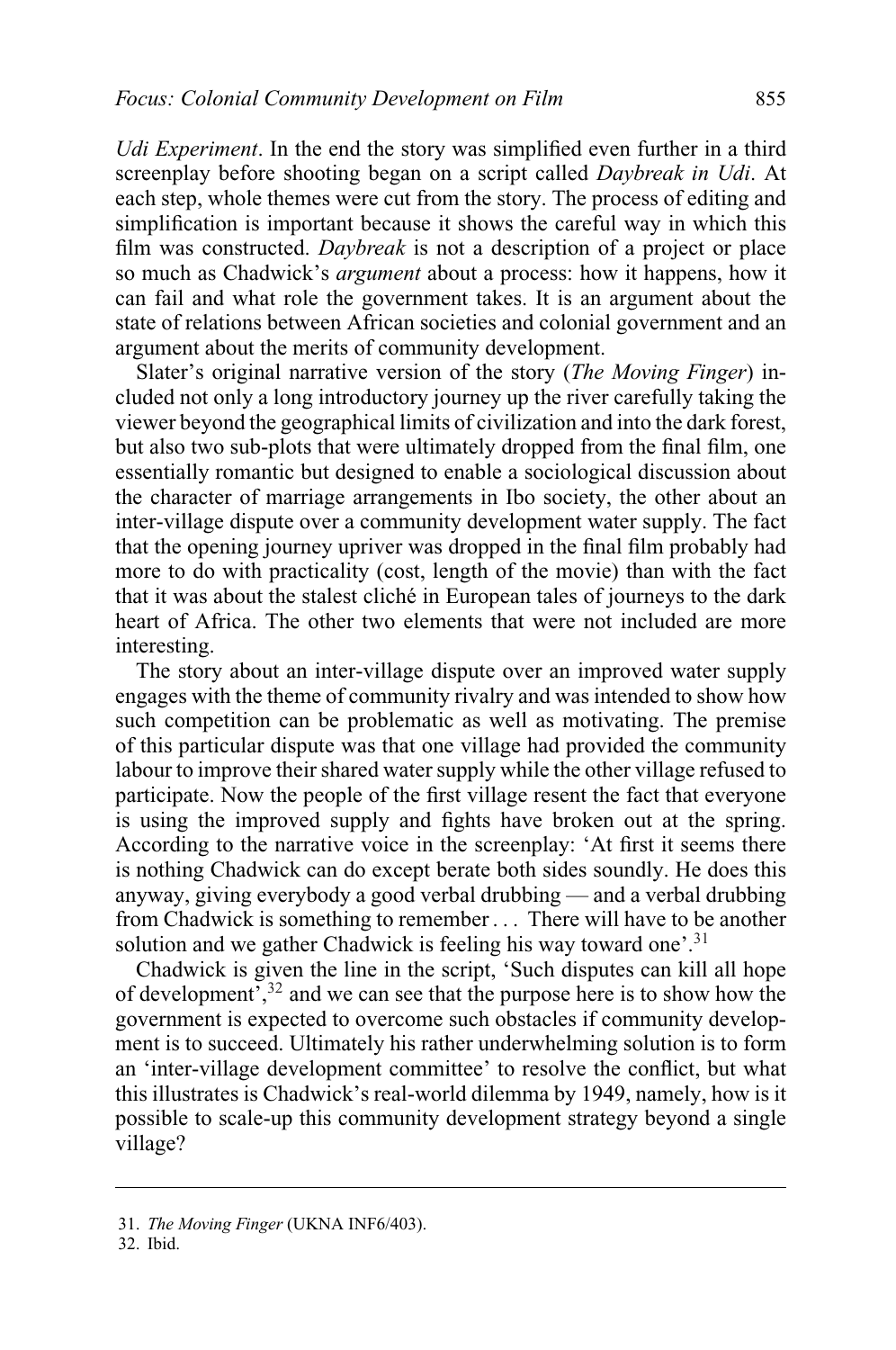*Udi Experiment*. In the end the story was simplified even further in a third screenplay before shooting began on a script called *Daybreak in Udi*. At each step, whole themes were cut from the story. The process of editing and simplification is important because it shows the careful way in which this film was constructed. *Daybreak* is not a description of a project or place so much as Chadwick's *argument* about a process: how it happens, how it can fail and what role the government takes. It is an argument about the state of relations between African societies and colonial government and an argument about the merits of community development.

Slater's original narrative version of the story (*The Moving Finger*) included not only a long introductory journey up the river carefully taking the viewer beyond the geographical limits of civilization and into the dark forest, but also two sub-plots that were ultimately dropped from the final film, one essentially romantic but designed to enable a sociological discussion about the character of marriage arrangements in Ibo society, the other about an inter-village dispute over a community development water supply. The fact that the opening journey upriver was dropped in the final film probably had more to do with practicality (cost, length of the movie) than with the fact that it was about the stalest cliché in European tales of journeys to the dark heart of Africa. The other two elements that were not included are more interesting.

The story about an inter-village dispute over an improved water supply engages with the theme of community rivalry and was intended to show how such competition can be problematic as well as motivating. The premise of this particular dispute was that one village had provided the community labour to improve their shared water supply while the other village refused to participate. Now the people of the first village resent the fact that everyone is using the improved supply and fights have broken out at the spring. According to the narrative voice in the screenplay: 'At first it seems there is nothing Chadwick can do except berate both sides soundly. He does this anyway, giving everybody a good verbal drubbing — and a verbal drubbing from Chadwick is something to remember . . . There will have to be another solution and we gather Chadwick is feeling his way toward one'.[31]

Chadwick is given the line in the script, 'Such disputes can kill all hope of development',[32] and we can see that the purpose here is to show how the government is expected to overcome such obstacles if community development is to succeed. Ultimately his rather underwhelming solution is to form an 'inter-village development committee' to resolve the conflict, but what this illustrates is Chadwick's real-world dilemma by 1949, namely, how is it possible to scale-up this community development strategy beyond a single village?

---

31. *The Moving Finger* (UKNA INF6/403).
32. Ibid.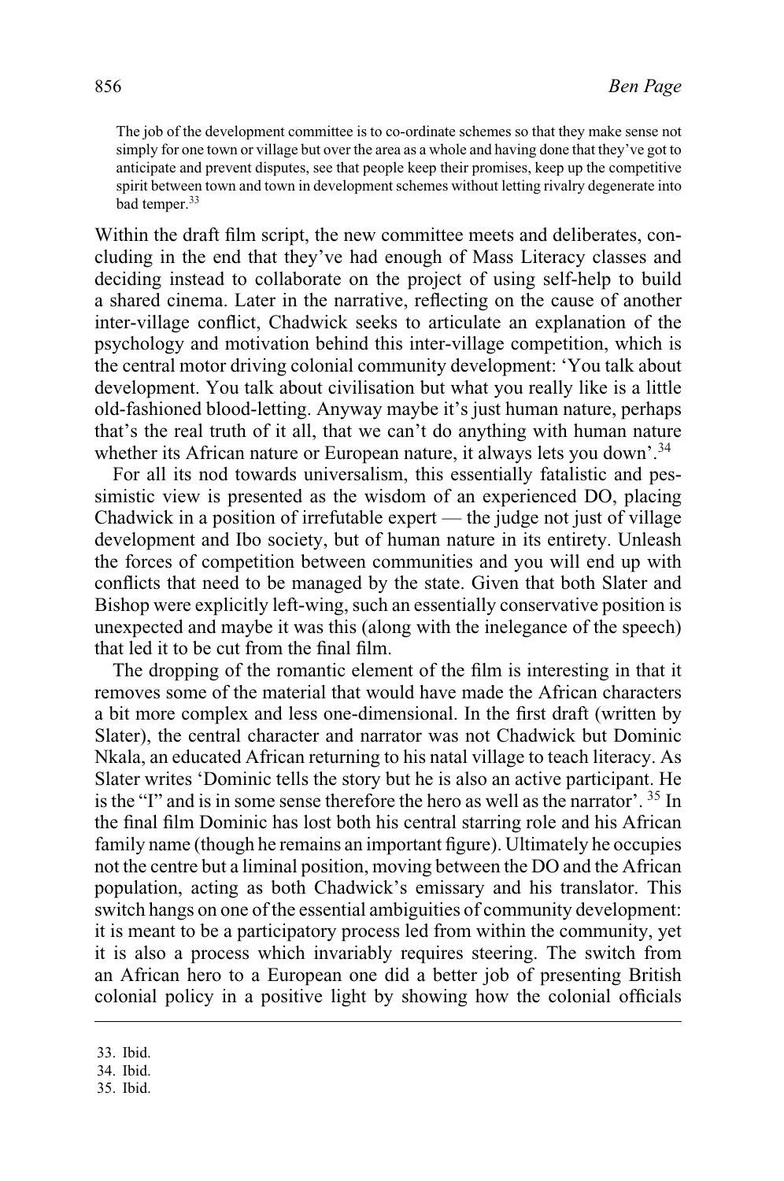> The job of the development committee is to co-ordinate schemes so that they make sense not simply for one town or village but over the area as a whole and having done that they've got to anticipate and prevent disputes, see that people keep their promises, keep up the competitive spirit between town and town in development schemes without letting rivalry degenerate into bad temper.[33]

Within the draft film script, the new committee meets and deliberates, concluding in the end that they've had enough of Mass Literacy classes and deciding instead to collaborate on the project of using self-help to build a shared cinema. Later in the narrative, reflecting on the cause of another inter-village conflict, Chadwick seeks to articulate an explanation of the psychology and motivation behind this inter-village competition, which is the central motor driving colonial community development: 'You talk about development. You talk about civilisation but what you really like is a little old-fashioned blood-letting. Anyway maybe it's just human nature, perhaps that's the real truth of it all, that we can't do anything with human nature whether its African nature or European nature, it always lets you down'.[34]

For all its nod towards universalism, this essentially fatalistic and pessimistic view is presented as the wisdom of an experienced DO, placing Chadwick in a position of irrefutable expert — the judge not just of village development and Ibo society, but of human nature in its entirety. Unleash the forces of competition between communities and you will end up with conflicts that need to be managed by the state. Given that both Slater and Bishop were explicitly left-wing, such an essentially conservative position is unexpected and maybe it was this (along with the inelegance of the speech) that led it to be cut from the final film.

The dropping of the romantic element of the film is interesting in that it removes some of the material that would have made the African characters a bit more complex and less one-dimensional. In the first draft (written by Slater), the central character and narrator was not Chadwick but Dominic Nkala, an educated African returning to his natal village to teach literacy. As Slater writes 'Dominic tells the story but he is also an active participant. He is the "I" and is in some sense therefore the hero as well as the narrator'.[35] In the final film Dominic has lost both his central starring role and his African family name (though he remains an important figure). Ultimately he occupies not the centre but a liminal position, moving between the DO and the African population, acting as both Chadwick's emissary and his translator. This switch hangs on one of the essential ambiguities of community development: it is meant to be a participatory process led from within the community, yet it is also a process which invariably requires steering. The switch from an African hero to a European one did a better job of presenting British colonial policy in a positive light by showing how the colonial officials

---

33. Ibid.
34. Ibid.
35. Ibid.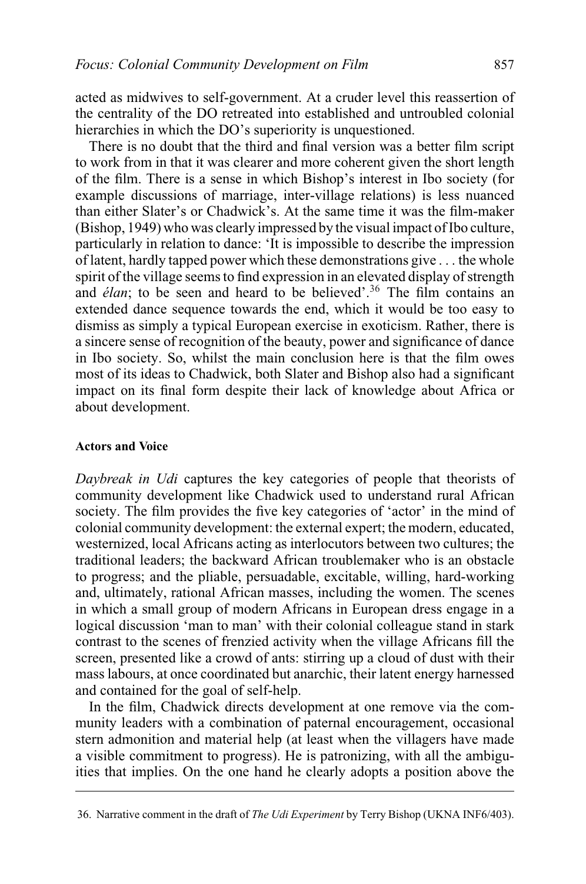acted as midwives to self-government. At a cruder level this reassertion of the centrality of the DO retreated into established and untroubled colonial hierarchies in which the DO's superiority is unquestioned.

There is no doubt that the third and final version was a better film script to work from in that it was clearer and more coherent given the short length of the film. There is a sense in which Bishop's interest in Ibo society (for example discussions of marriage, inter-village relations) is less nuanced than either Slater's or Chadwick's. At the same time it was the film-maker (Bishop, 1949) who was clearly impressed by the visual impact of Ibo culture, particularly in relation to dance: 'It is impossible to describe the impression of latent, hardly tapped power which these demonstrations give . . . the whole spirit of the village seems to find expression in an elevated display of strength and *élan*; to be seen and heard to be believed'.[36] The film contains an extended dance sequence towards the end, which it would be too easy to dismiss as simply a typical European exercise in exoticism. Rather, there is a sincere sense of recognition of the beauty, power and significance of dance in Ibo society. So, whilst the main conclusion here is that the film owes most of its ideas to Chadwick, both Slater and Bishop also had a significant impact on its final form despite their lack of knowledge about Africa or about development.

#### Actors and Voice

*Daybreak in Udi* captures the key categories of people that theorists of community development like Chadwick used to understand rural African society. The film provides the five key categories of 'actor' in the mind of colonial community development: the external expert; the modern, educated, westernized, local Africans acting as interlocutors between two cultures; the traditional leaders; the backward African troublemaker who is an obstacle to progress; and the pliable, persuadable, excitable, willing, hard-working and, ultimately, rational African masses, including the women. The scenes in which a small group of modern Africans in European dress engage in a logical discussion 'man to man' with their colonial colleague stand in stark contrast to the scenes of frenzied activity when the village Africans fill the screen, presented like a crowd of ants: stirring up a cloud of dust with their mass labours, at once coordinated but anarchic, their latent energy harnessed and contained for the goal of self-help.

In the film, Chadwick directs development at one remove via the community leaders with a combination of paternal encouragement, occasional stern admonition and material help (at least when the villagers have made a visible commitment to progress). He is patronizing, with all the ambiguities that implies. On the one hand he clearly adopts a position above the

36. Narrative comment in the draft of *The Udi Experiment* by Terry Bishop (UKNA INF6/403).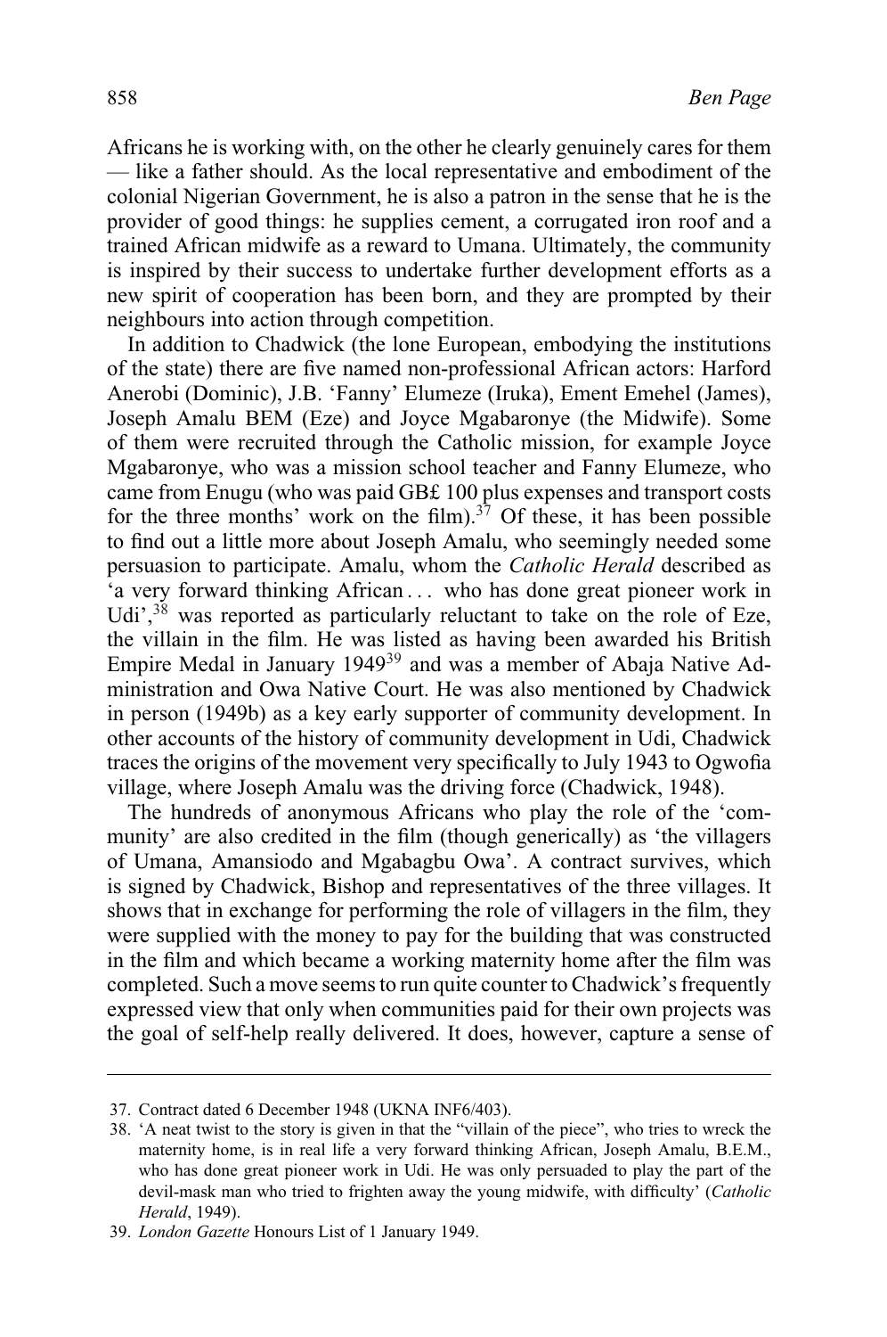Africans he is working with, on the other he clearly genuinely cares for them — like a father should. As the local representative and embodiment of the colonial Nigerian Government, he is also a patron in the sense that he is the provider of good things: he supplies cement, a corrugated iron roof and a trained African midwife as a reward to Umana. Ultimately, the community is inspired by their success to undertake further development efforts as a new spirit of cooperation has been born, and they are prompted by their neighbours into action through competition.

In addition to Chadwick (the lone European, embodying the institutions of the state) there are five named non-professional African actors: Harford Anerobi (Dominic), J.B. 'Fanny' Elumeze (Iruka), Ement Emehel (James), Joseph Amalu BEM (Eze) and Joyce Mgabaronye (the Midwife). Some of them were recruited through the Catholic mission, for example Joyce Mgabaronye, who was a mission school teacher and Fanny Elumeze, who came from Enugu (who was paid GB£ 100 plus expenses and transport costs for the three months' work on the film).[37] Of these, it has been possible to find out a little more about Joseph Amalu, who seemingly needed some persuasion to participate. Amalu, whom the *Catholic Herald* described as 'a very forward thinking African . . . who has done great pioneer work in Udi',[38] was reported as particularly reluctant to take on the role of Eze, the villain in the film. He was listed as having been awarded his British Empire Medal in January 1949[39] and was a member of Abaja Native Administration and Owa Native Court. He was also mentioned by Chadwick in person (1949b) as a key early supporter of community development. In other accounts of the history of community development in Udi, Chadwick traces the origins of the movement very specifically to July 1943 to Ogwofia village, where Joseph Amalu was the driving force (Chadwick, 1948).

The hundreds of anonymous Africans who play the role of the 'community' are also credited in the film (though generically) as 'the villagers of Umana, Amansiodo and Mgabagbu Owa'. A contract survives, which is signed by Chadwick, Bishop and representatives of the three villages. It shows that in exchange for performing the role of villagers in the film, they were supplied with the money to pay for the building that was constructed in the film and which became a working maternity home after the film was completed. Such a move seems to run quite counter to Chadwick's frequently expressed view that only when communities paid for their own projects was the goal of self-help really delivered. It does, however, capture a sense of

---

37. Contract dated 6 December 1948 (UKNA INF6/403).
38. 'A neat twist to the story is given in that the "villain of the piece", who tries to wreck the maternity home, is in real life a very forward thinking African, Joseph Amalu, B.E.M., who has done great pioneer work in Udi. He was only persuaded to play the part of the devil-mask man who tried to frighten away the young midwife, with difficulty' (*Catholic Herald*, 1949).
39. *London Gazette* Honours List of 1 January 1949.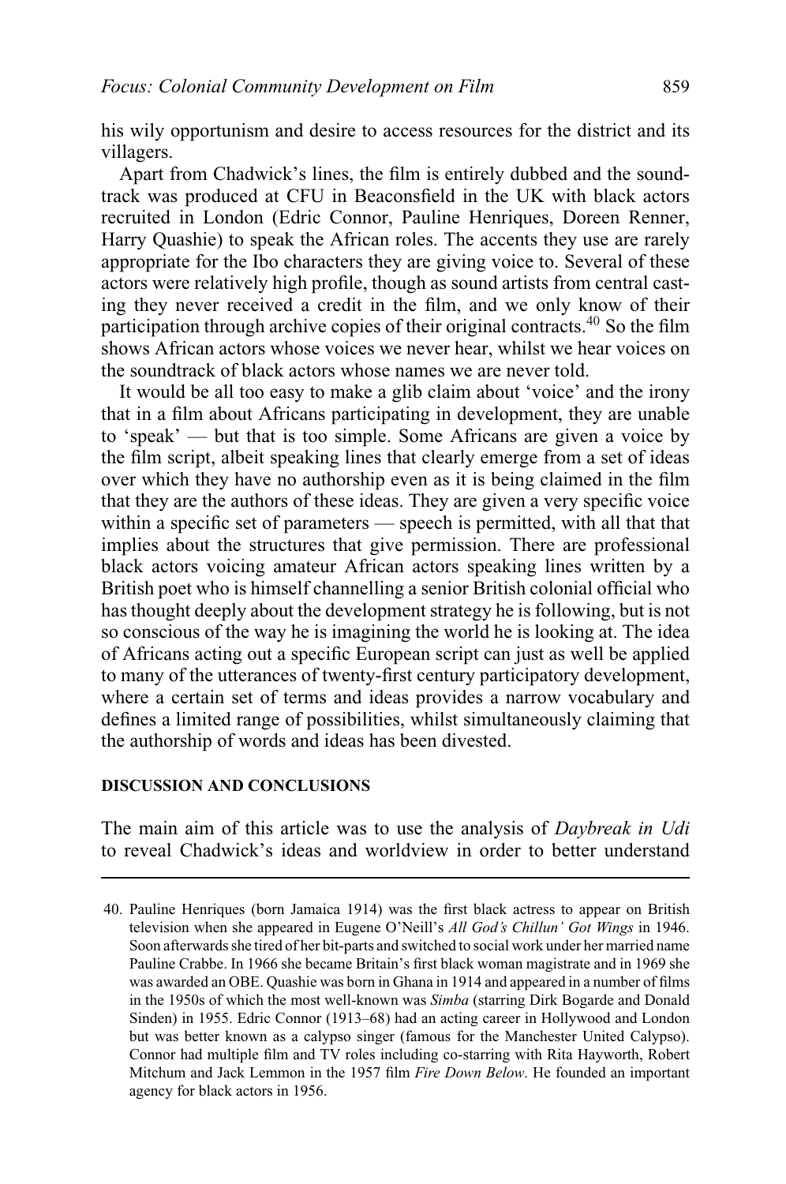his wily opportunism and desire to access resources for the district and its villagers.

Apart from Chadwick's lines, the film is entirely dubbed and the soundtrack was produced at CFU in Beaconsfield in the UK with black actors recruited in London (Edric Connor, Pauline Henriques, Doreen Renner, Harry Quashie) to speak the African roles. The accents they use are rarely appropriate for the Ibo characters they are giving voice to. Several of these actors were relatively high profile, though as sound artists from central casting they never received a credit in the film, and we only know of their participation through archive copies of their original contracts.[40] So the film shows African actors whose voices we never hear, whilst we hear voices on the soundtrack of black actors whose names we are never told.

It would be all too easy to make a glib claim about 'voice' and the irony that in a film about Africans participating in development, they are unable to 'speak' — but that is too simple. Some Africans are given a voice by the film script, albeit speaking lines that clearly emerge from a set of ideas over which they have no authorship even as it is being claimed in the film that they are the authors of these ideas. They are given a very specific voice within a specific set of parameters — speech is permitted, with all that that implies about the structures that give permission. There are professional black actors voicing amateur African actors speaking lines written by a British poet who is himself channelling a senior British colonial official who has thought deeply about the development strategy he is following, but is not so conscious of the way he is imagining the world he is looking at. The idea of Africans acting out a specific European script can just as well be applied to many of the utterances of twenty-first century participatory development, where a certain set of terms and ideas provides a narrow vocabulary and defines a limited range of possibilities, whilst simultaneously claiming that the authorship of words and ideas has been divested.

## DISCUSSION AND CONCLUSIONS

The main aim of this article was to use the analysis of *Daybreak in Udi* to reveal Chadwick's ideas and worldview in order to better understand

---

40. Pauline Henriques (born Jamaica 1914) was the first black actress to appear on British television when she appeared in Eugene O'Neill's *All God's Chillun' Got Wings* in 1946. Soon afterwards she tired of her bit-parts and switched to social work under her married name Pauline Crabbe. In 1966 she became Britain's first black woman magistrate and in 1969 she was awarded an OBE. Quashie was born in Ghana in 1914 and appeared in a number of films in the 1950s of which the most well-known was *Simba* (starring Dirk Bogarde and Donald Sinden) in 1955. Edric Connor (1913–68) had an acting career in Hollywood and London but was better known as a calypso singer (famous for the Manchester United Calypso). Connor had multiple film and TV roles including co-starring with Rita Hayworth, Robert Mitchum and Jack Lemmon in the 1957 film *Fire Down Below*. He founded an important agency for black actors in 1956.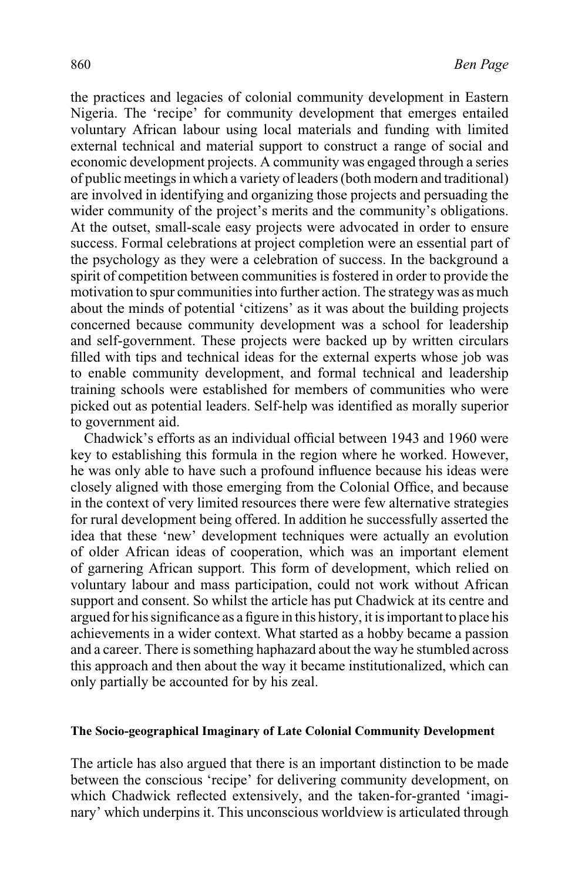the practices and legacies of colonial community development in Eastern Nigeria. The 'recipe' for community development that emerges entailed voluntary African labour using local materials and funding with limited external technical and material support to construct a range of social and economic development projects. A community was engaged through a series of public meetings in which a variety of leaders (both modern and traditional) are involved in identifying and organizing those projects and persuading the wider community of the project's merits and the community's obligations. At the outset, small-scale easy projects were advocated in order to ensure success. Formal celebrations at project completion were an essential part of the psychology as they were a celebration of success. In the background a spirit of competition between communities is fostered in order to provide the motivation to spur communities into further action. The strategy was as much about the minds of potential 'citizens' as it was about the building projects concerned because community development was a school for leadership and self-government. These projects were backed up by written circulars filled with tips and technical ideas for the external experts whose job was to enable community development, and formal technical and leadership training schools were established for members of communities who were picked out as potential leaders. Self-help was identified as morally superior to government aid.

Chadwick's efforts as an individual official between 1943 and 1960 were key to establishing this formula in the region where he worked. However, he was only able to have such a profound influence because his ideas were closely aligned with those emerging from the Colonial Office, and because in the context of very limited resources there were few alternative strategies for rural development being offered. In addition he successfully asserted the idea that these 'new' development techniques were actually an evolution of older African ideas of cooperation, which was an important element of garnering African support. This form of development, which relied on voluntary labour and mass participation, could not work without African support and consent. So whilst the article has put Chadwick at its centre and argued for his significance as a figure in this history, it is important to place his achievements in a wider context. What started as a hobby became a passion and a career. There is something haphazard about the way he stumbled across this approach and then about the way it became institutionalized, which can only partially be accounted for by his zeal.

#### The Socio-geographical Imaginary of Late Colonial Community Development

The article has also argued that there is an important distinction to be made between the conscious 'recipe' for delivering community development, on which Chadwick reflected extensively, and the taken-for-granted 'imaginary' which underpins it. This unconscious worldview is articulated through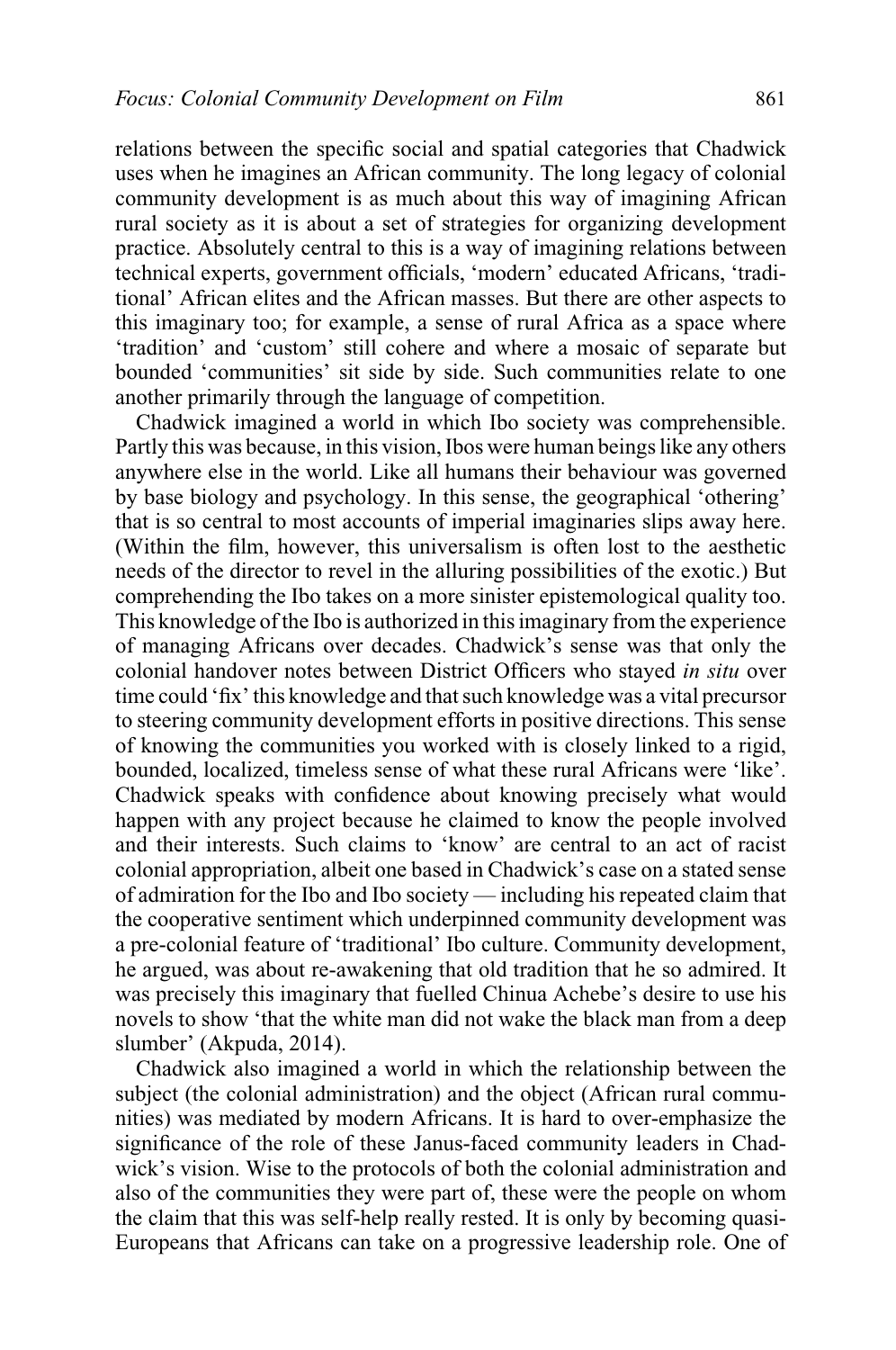relations between the specific social and spatial categories that Chadwick uses when he imagines an African community. The long legacy of colonial community development is as much about this way of imagining African rural society as it is about a set of strategies for organizing development practice. Absolutely central to this is a way of imagining relations between technical experts, government officials, 'modern' educated Africans, 'traditional' African elites and the African masses. But there are other aspects to this imaginary too; for example, a sense of rural Africa as a space where 'tradition' and 'custom' still cohere and where a mosaic of separate but bounded 'communities' sit side by side. Such communities relate to one another primarily through the language of competition.

Chadwick imagined a world in which Ibo society was comprehensible. Partly this was because, in this vision, Ibos were human beings like any others anywhere else in the world. Like all humans their behaviour was governed by base biology and psychology. In this sense, the geographical 'othering' that is so central to most accounts of imperial imaginaries slips away here. (Within the film, however, this universalism is often lost to the aesthetic needs of the director to revel in the alluring possibilities of the exotic.) But comprehending the Ibo takes on a more sinister epistemological quality too. This knowledge of the Ibo is authorized in this imaginary from the experience of managing Africans over decades. Chadwick's sense was that only the colonial handover notes between District Officers who stayed *in situ* over time could 'fix' this knowledge and that such knowledge was a vital precursor to steering community development efforts in positive directions. This sense of knowing the communities you worked with is closely linked to a rigid, bounded, localized, timeless sense of what these rural Africans were 'like'. Chadwick speaks with confidence about knowing precisely what would happen with any project because he claimed to know the people involved and their interests. Such claims to 'know' are central to an act of racist colonial appropriation, albeit one based in Chadwick's case on a stated sense of admiration for the Ibo and Ibo society — including his repeated claim that the cooperative sentiment which underpinned community development was a pre-colonial feature of 'traditional' Ibo culture. Community development, he argued, was about re-awakening that old tradition that he so admired. It was precisely this imaginary that fuelled Chinua Achebe's desire to use his novels to show 'that the white man did not wake the black man from a deep slumber' (Akpuda, 2014).

Chadwick also imagined a world in which the relationship between the subject (the colonial administration) and the object (African rural communities) was mediated by modern Africans. It is hard to over-emphasize the significance of the role of these Janus-faced community leaders in Chadwick's vision. Wise to the protocols of both the colonial administration and also of the communities they were part of, these were the people on whom the claim that this was self-help really rested. It is only by becoming quasi-Europeans that Africans can take on a progressive leadership role. One of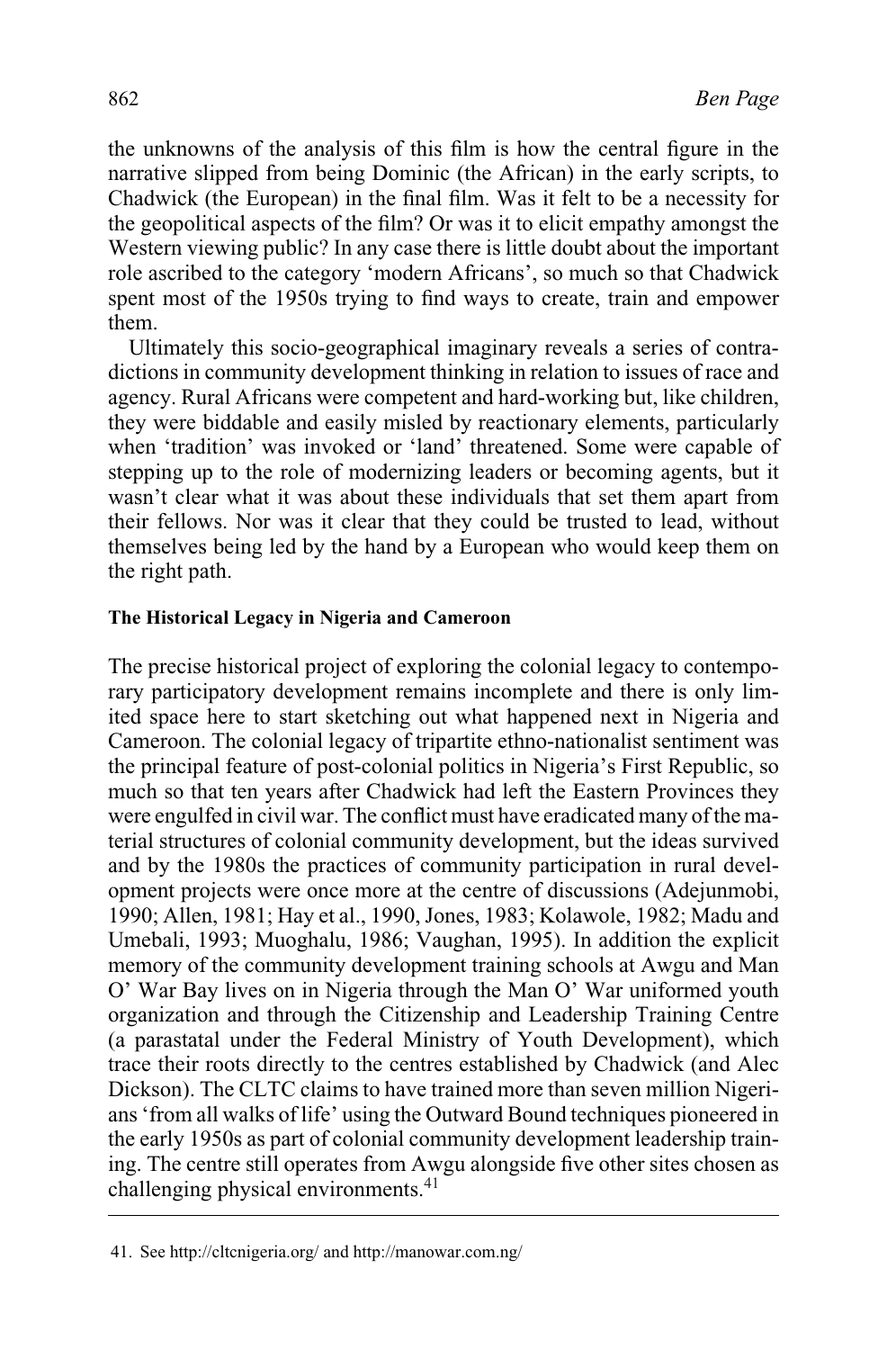the unknowns of the analysis of this film is how the central figure in the narrative slipped from being Dominic (the African) in the early scripts, to Chadwick (the European) in the final film. Was it felt to be a necessity for the geopolitical aspects of the film? Or was it to elicit empathy amongst the Western viewing public? In any case there is little doubt about the important role ascribed to the category 'modern Africans', so much so that Chadwick spent most of the 1950s trying to find ways to create, train and empower them.

Ultimately this socio-geographical imaginary reveals a series of contradictions in community development thinking in relation to issues of race and agency. Rural Africans were competent and hard-working but, like children, they were biddable and easily misled by reactionary elements, particularly when 'tradition' was invoked or 'land' threatened. Some were capable of stepping up to the role of modernizing leaders or becoming agents, but it wasn't clear what it was about these individuals that set them apart from their fellows. Nor was it clear that they could be trusted to lead, without themselves being led by the hand by a European who would keep them on the right path.

#### The Historical Legacy in Nigeria and Cameroon

The precise historical project of exploring the colonial legacy to contemporary participatory development remains incomplete and there is only limited space here to start sketching out what happened next in Nigeria and Cameroon. The colonial legacy of tripartite ethno-nationalist sentiment was the principal feature of post-colonial politics in Nigeria's First Republic, so much so that ten years after Chadwick had left the Eastern Provinces they were engulfed in civil war. The conflict must have eradicated many of the material structures of colonial community development, but the ideas survived and by the 1980s the practices of community participation in rural development projects were once more at the centre of discussions (Adejunmobi, 1990; Allen, 1981; Hay et al., 1990, Jones, 1983; Kolawole, 1982; Madu and Umebali, 1993; Muoghalu, 1986; Vaughan, 1995). In addition the explicit memory of the community development training schools at Awgu and Man O' War Bay lives on in Nigeria through the Man O' War uniformed youth organization and through the Citizenship and Leadership Training Centre (a parastatal under the Federal Ministry of Youth Development), which trace their roots directly to the centres established by Chadwick (and Alec Dickson). The CLTC claims to have trained more than seven million Nigerians 'from all walks of life' using the Outward Bound techniques pioneered in the early 1950s as part of colonial community development leadership training. The centre still operates from Awgu alongside five other sites chosen as challenging physical environments.[41]

---

41. See http://cltcnigeria.org/ and http://manowar.com.ng/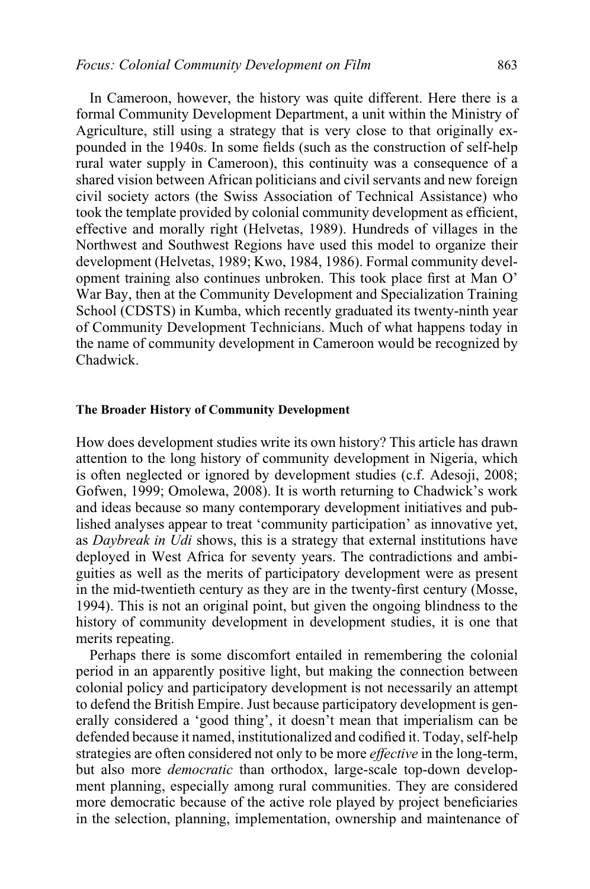In Cameroon, however, the history was quite different. Here there is a formal Community Development Department, a unit within the Ministry of Agriculture, still using a strategy that is very close to that originally expounded in the 1940s. In some fields (such as the construction of self-help rural water supply in Cameroon), this continuity was a consequence of a shared vision between African politicians and civil servants and new foreign civil society actors (the Swiss Association of Technical Assistance) who took the template provided by colonial community development as efficient, effective and morally right (Helvetas, 1989). Hundreds of villages in the Northwest and Southwest Regions have used this model to organize their development (Helvetas, 1989; Kwo, 1984, 1986). Formal community development training also continues unbroken. This took place first at Man O' War Bay, then at the Community Development and Specialization Training School (CDSTS) in Kumba, which recently graduated its twenty-ninth year of Community Development Technicians. Much of what happens today in the name of community development in Cameroon would be recognized by Chadwick.

## The Broader History of Community Development

How does development studies write its own history? This article has drawn attention to the long history of community development in Nigeria, which is often neglected or ignored by development studies (c.f. Adesoji, 2008; Gofwen, 1999; Omolewa, 2008). It is worth returning to Chadwick's work and ideas because so many contemporary development initiatives and published analyses appear to treat 'community participation' as innovative yet, as *Daybreak in Udi* shows, this is a strategy that external institutions have deployed in West Africa for seventy years. The contradictions and ambiguities as well as the merits of participatory development were as present in the mid-twentieth century as they are in the twenty-first century (Mosse, 1994). This is not an original point, but given the ongoing blindness to the history of community development in development studies, it is one that merits repeating.

Perhaps there is some discomfort entailed in remembering the colonial period in an apparently positive light, but making the connection between colonial policy and participatory development is not necessarily an attempt to defend the British Empire. Just because participatory development is generally considered a 'good thing', it doesn't mean that imperialism can be defended because it named, institutionalized and codified it. Today, self-help strategies are often considered not only to be more *effective* in the long-term, but also more *democratic* than orthodox, large-scale top-down development planning, especially among rural communities. They are considered more democratic because of the active role played by project beneficiaries in the selection, planning, implementation, ownership and maintenance of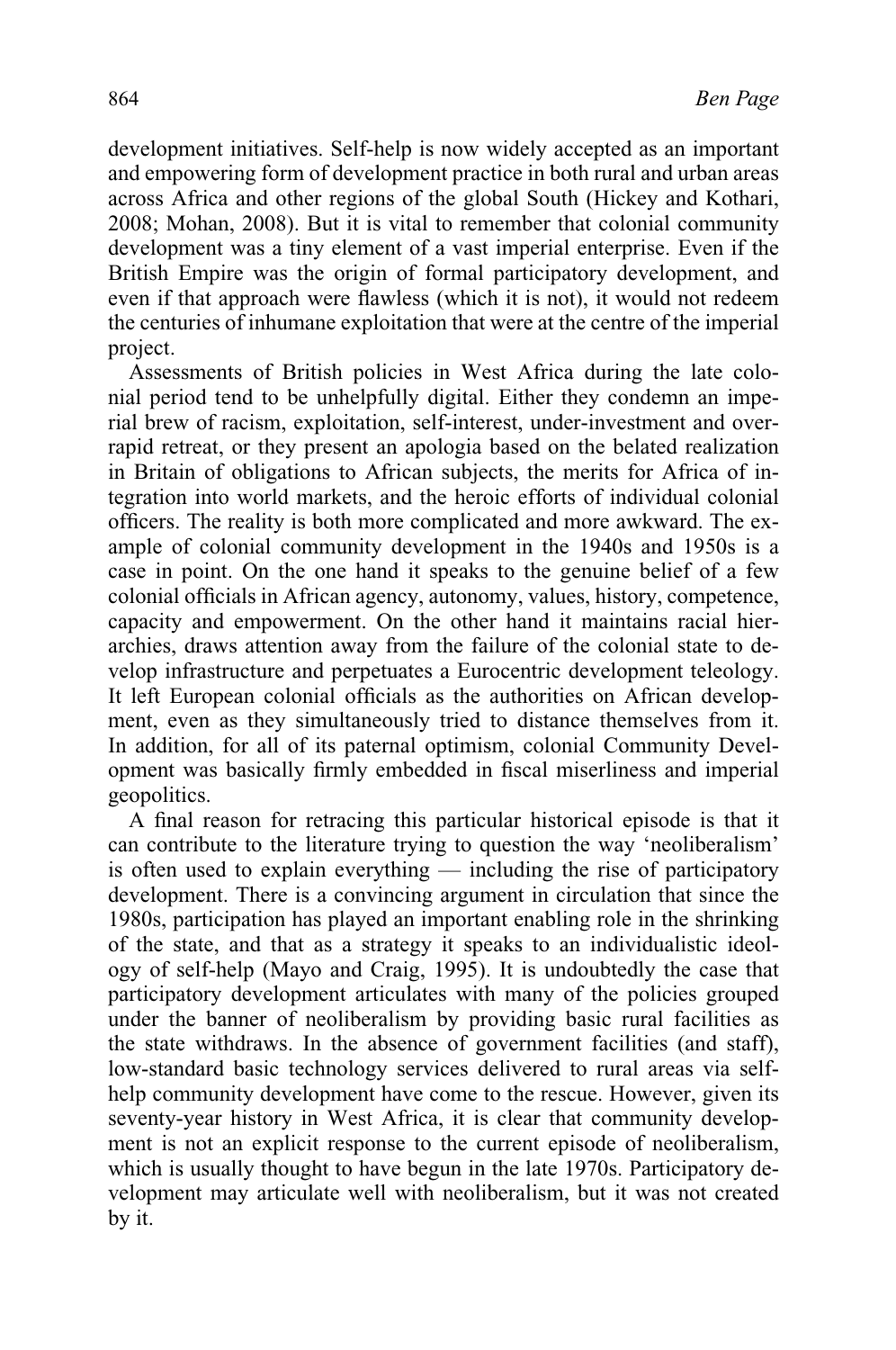development initiatives. Self-help is now widely accepted as an important and empowering form of development practice in both rural and urban areas across Africa and other regions of the global South (Hickey and Kothari, 2008; Mohan, 2008). But it is vital to remember that colonial community development was a tiny element of a vast imperial enterprise. Even if the British Empire was the origin of formal participatory development, and even if that approach were flawless (which it is not), it would not redeem the centuries of inhumane exploitation that were at the centre of the imperial project.

Assessments of British policies in West Africa during the late colonial period tend to be unhelpfully digital. Either they condemn an imperial brew of racism, exploitation, self-interest, under-investment and over-rapid retreat, or they present an apologia based on the belated realization in Britain of obligations to African subjects, the merits for Africa of integration into world markets, and the heroic efforts of individual colonial officers. The reality is both more complicated and more awkward. The example of colonial community development in the 1940s and 1950s is a case in point. On the one hand it speaks to the genuine belief of a few colonial officials in African agency, autonomy, values, history, competence, capacity and empowerment. On the other hand it maintains racial hierarchies, draws attention away from the failure of the colonial state to develop infrastructure and perpetuates a Eurocentric development teleology. It left European colonial officials as the authorities on African development, even as they simultaneously tried to distance themselves from it. In addition, for all of its paternal optimism, colonial Community Development was basically firmly embedded in fiscal miserliness and imperial geopolitics.

A final reason for retracing this particular historical episode is that it can contribute to the literature trying to question the way 'neoliberalism' is often used to explain everything — including the rise of participatory development. There is a convincing argument in circulation that since the 1980s, participation has played an important enabling role in the shrinking of the state, and that as a strategy it speaks to an individualistic ideology of self-help (Mayo and Craig, 1995). It is undoubtedly the case that participatory development articulates with many of the policies grouped under the banner of neoliberalism by providing basic rural facilities as the state withdraws. In the absence of government facilities (and staff), low-standard basic technology services delivered to rural areas via self-help community development have come to the rescue. However, given its seventy-year history in West Africa, it is clear that community development is not an explicit response to the current episode of neoliberalism, which is usually thought to have begun in the late 1970s. Participatory development may articulate well with neoliberalism, but it was not created by it.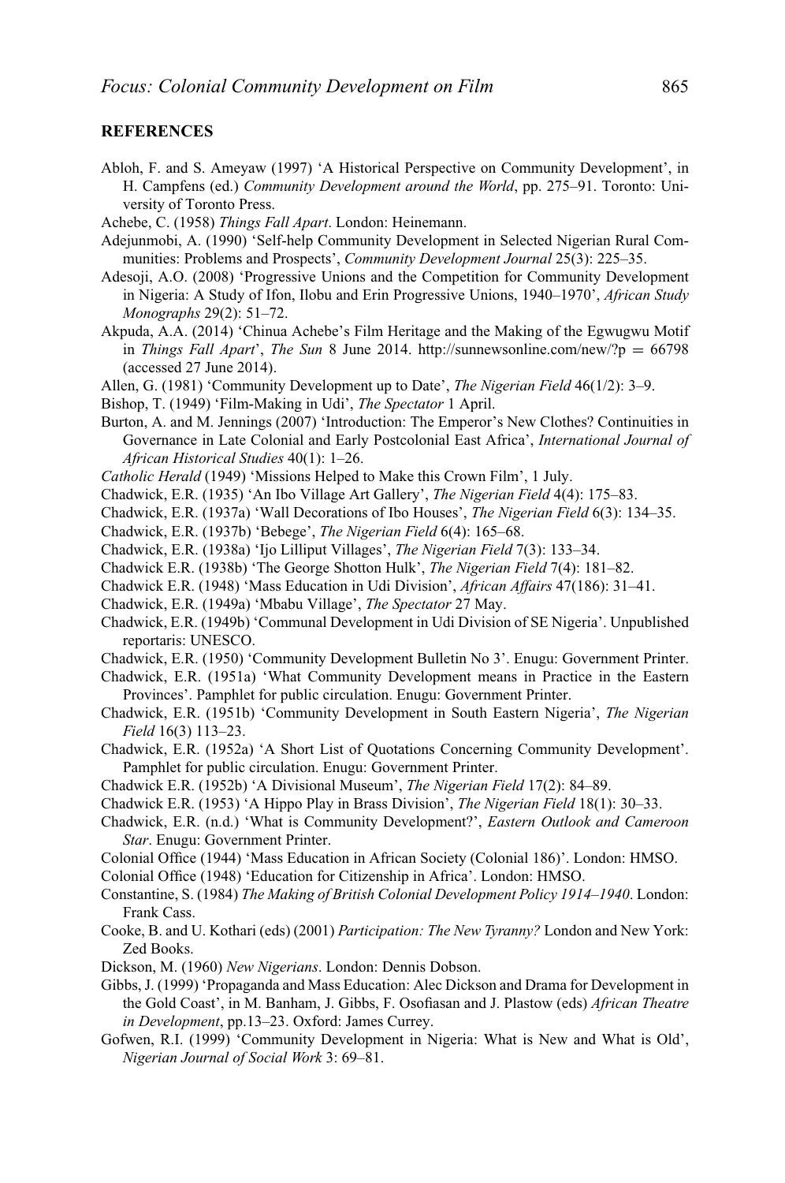## REFERENCES

Abloh, F. and S. Ameyaw (1997) 'A Historical Perspective on Community Development', in H. Campfens (ed.) *Community Development around the World*, pp. 275–91. Toronto: University of Toronto Press.

Achebe, C. (1958) *Things Fall Apart*. London: Heinemann.

Adejunmobi, A. (1990) 'Self-help Community Development in Selected Nigerian Rural Communities: Problems and Prospects', *Community Development Journal* 25(3): 225–35.

Adesoji, A.O. (2008) 'Progressive Unions and the Competition for Community Development in Nigeria: A Study of Ifon, Ilobu and Erin Progressive Unions, 1940–1970', *African Study Monographs* 29(2): 51–72.

Akpuda, A.A. (2014) 'Chinua Achebe's Film Heritage and the Making of the Egwugwu Motif in *Things Fall Apart*', *The Sun* 8 June 2014. http://sunnewsonline.com/new/?p = 66798 (accessed 27 June 2014).

Allen, G. (1981) 'Community Development up to Date', *The Nigerian Field* 46(1/2): 3–9.

Bishop, T. (1949) 'Film-Making in Udi', *The Spectator* 1 April.

Burton, A. and M. Jennings (2007) 'Introduction: The Emperor's New Clothes? Continuities in Governance in Late Colonial and Early Postcolonial East Africa', *International Journal of African Historical Studies* 40(1): 1–26.

*Catholic Herald* (1949) 'Missions Helped to Make this Crown Film', 1 July.

Chadwick, E.R. (1935) 'An Ibo Village Art Gallery', *The Nigerian Field* 4(4): 175–83.

Chadwick, E.R. (1937a) 'Wall Decorations of Ibo Houses', *The Nigerian Field* 6(3): 134–35.

Chadwick, E.R. (1937b) 'Bebege', *The Nigerian Field* 6(4): 165–68.

Chadwick, E.R. (1938a) 'Ijo Lilliput Villages', *The Nigerian Field* 7(3): 133–34.

Chadwick E.R. (1938b) 'The George Shotton Hulk', *The Nigerian Field* 7(4): 181–82.

Chadwick E.R. (1948) 'Mass Education in Udi Division', *African Affairs* 47(186): 31–41.

Chadwick, E.R. (1949a) 'Mbabu Village', *The Spectator* 27 May.

Chadwick, E.R. (1949b) 'Communal Development in Udi Division of SE Nigeria'. Unpublished reportaris: UNESCO.

Chadwick, E.R. (1950) 'Community Development Bulletin No 3'. Enugu: Government Printer.

Chadwick, E.R. (1951a) 'What Community Development means in Practice in the Eastern Provinces'. Pamphlet for public circulation. Enugu: Government Printer.

Chadwick, E.R. (1951b) 'Community Development in South Eastern Nigeria', *The Nigerian Field* 16(3) 113–23.

Chadwick, E.R. (1952a) 'A Short List of Quotations Concerning Community Development'. Pamphlet for public circulation. Enugu: Government Printer.

Chadwick E.R. (1952b) 'A Divisional Museum', *The Nigerian Field* 17(2): 84–89.

Chadwick E.R. (1953) 'A Hippo Play in Brass Division', *The Nigerian Field* 18(1): 30–33.

Chadwick, E.R. (n.d.) 'What is Community Development?', *Eastern Outlook and Cameroon Star*. Enugu: Government Printer.

Colonial Office (1944) 'Mass Education in African Society (Colonial 186)'. London: HMSO.

Colonial Office (1948) 'Education for Citizenship in Africa'. London: HMSO.

Constantine, S. (1984) *The Making of British Colonial Development Policy 1914–1940*. London: Frank Cass.

Cooke, B. and U. Kothari (eds) (2001) *Participation: The New Tyranny?* London and New York: Zed Books.

Dickson, M. (1960) *New Nigerians*. London: Dennis Dobson.

Gibbs, J. (1999) 'Propaganda and Mass Education: Alec Dickson and Drama for Development in the Gold Coast', in M. Banham, J. Gibbs, F. Osofiasan and J. Plastow (eds) *African Theatre in Development*, pp.13–23. Oxford: James Currey.

Gofwen, R.I. (1999) 'Community Development in Nigeria: What is New and What is Old', *Nigerian Journal of Social Work* 3: 69–81.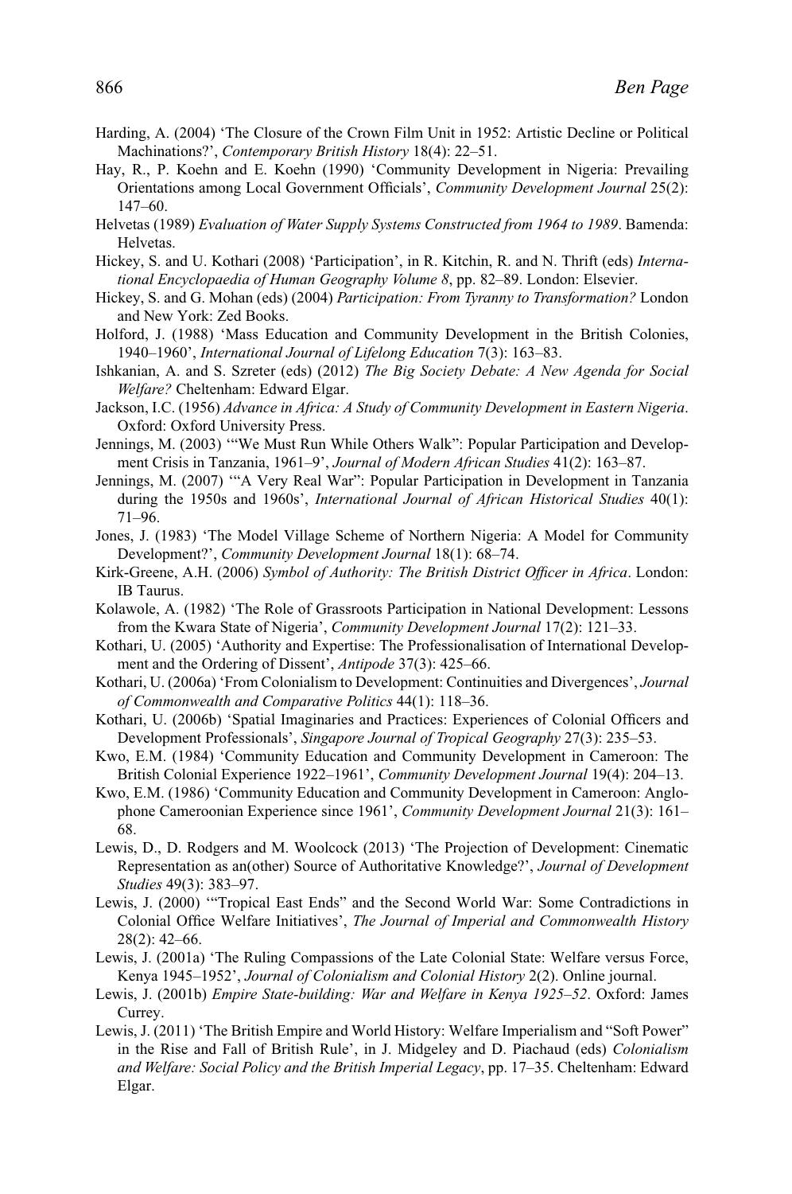Harding, A. (2004) 'The Closure of the Crown Film Unit in 1952: Artistic Decline or Political Machinations?', *Contemporary British History* 18(4): 22–51.

Hay, R., P. Koehn and E. Koehn (1990) 'Community Development in Nigeria: Prevailing Orientations among Local Government Officials', *Community Development Journal* 25(2): 147–60.

Helvetas (1989) *Evaluation of Water Supply Systems Constructed from 1964 to 1989*. Bamenda: Helvetas.

Hickey, S. and U. Kothari (2008) 'Participation', in R. Kitchin, R. and N. Thrift (eds) *International Encyclopaedia of Human Geography Volume 8*, pp. 82–89. London: Elsevier.

Hickey, S. and G. Mohan (eds) (2004) *Participation: From Tyranny to Transformation?* London and New York: Zed Books.

Holford, J. (1988) 'Mass Education and Community Development in the British Colonies, 1940–1960', *International Journal of Lifelong Education* 7(3): 163–83.

Ishkanian, A. and S. Szreter (eds) (2012) *The Big Society Debate: A New Agenda for Social Welfare?* Cheltenham: Edward Elgar.

Jackson, I.C. (1956) *Advance in Africa: A Study of Community Development in Eastern Nigeria*. Oxford: Oxford University Press.

Jennings, M. (2003) '"We Must Run While Others Walk": Popular Participation and Development Crisis in Tanzania, 1961–9', *Journal of Modern African Studies* 41(2): 163–87.

Jennings, M. (2007) '"A Very Real War": Popular Participation in Development in Tanzania during the 1950s and 1960s', *International Journal of African Historical Studies* 40(1): 71–96.

Jones, J. (1983) 'The Model Village Scheme of Northern Nigeria: A Model for Community Development?', *Community Development Journal* 18(1): 68–74.

Kirk-Greene, A.H. (2006) *Symbol of Authority: The British District Officer in Africa*. London: IB Taurus.

Kolawole, A. (1982) 'The Role of Grassroots Participation in National Development: Lessons from the Kwara State of Nigeria', *Community Development Journal* 17(2): 121–33.

Kothari, U. (2005) 'Authority and Expertise: The Professionalisation of International Development and the Ordering of Dissent', *Antipode* 37(3): 425–66.

Kothari, U. (2006a) 'From Colonialism to Development: Continuities and Divergences', *Journal of Commonwealth and Comparative Politics* 44(1): 118–36.

Kothari, U. (2006b) 'Spatial Imaginaries and Practices: Experiences of Colonial Officers and Development Professionals', *Singapore Journal of Tropical Geography* 27(3): 235–53.

Kwo, E.M. (1984) 'Community Education and Community Development in Cameroon: The British Colonial Experience 1922–1961', *Community Development Journal* 19(4): 204–13.

Kwo, E.M. (1986) 'Community Education and Community Development in Cameroon: Anglophone Cameroonian Experience since 1961', *Community Development Journal* 21(3): 161–68.

Lewis, D., D. Rodgers and M. Woolcock (2013) 'The Projection of Development: Cinematic Representation as an(other) Source of Authoritative Knowledge?', *Journal of Development Studies* 49(3): 383–97.

Lewis, J. (2000) '"Tropical East Ends" and the Second World War: Some Contradictions in Colonial Office Welfare Initiatives', *The Journal of Imperial and Commonwealth History* 28(2): 42–66.

Lewis, J. (2001a) 'The Ruling Compassions of the Late Colonial State: Welfare versus Force, Kenya 1945–1952', *Journal of Colonialism and Colonial History* 2(2). Online journal.

Lewis, J. (2001b) *Empire State-building: War and Welfare in Kenya 1925–52*. Oxford: James Currey.

Lewis, J. (2011) 'The British Empire and World History: Welfare Imperialism and "Soft Power" in the Rise and Fall of British Rule', in J. Midgeley and D. Piachaud (eds) *Colonialism and Welfare: Social Policy and the British Imperial Legacy*, pp. 17–35. Cheltenham: Edward Elgar.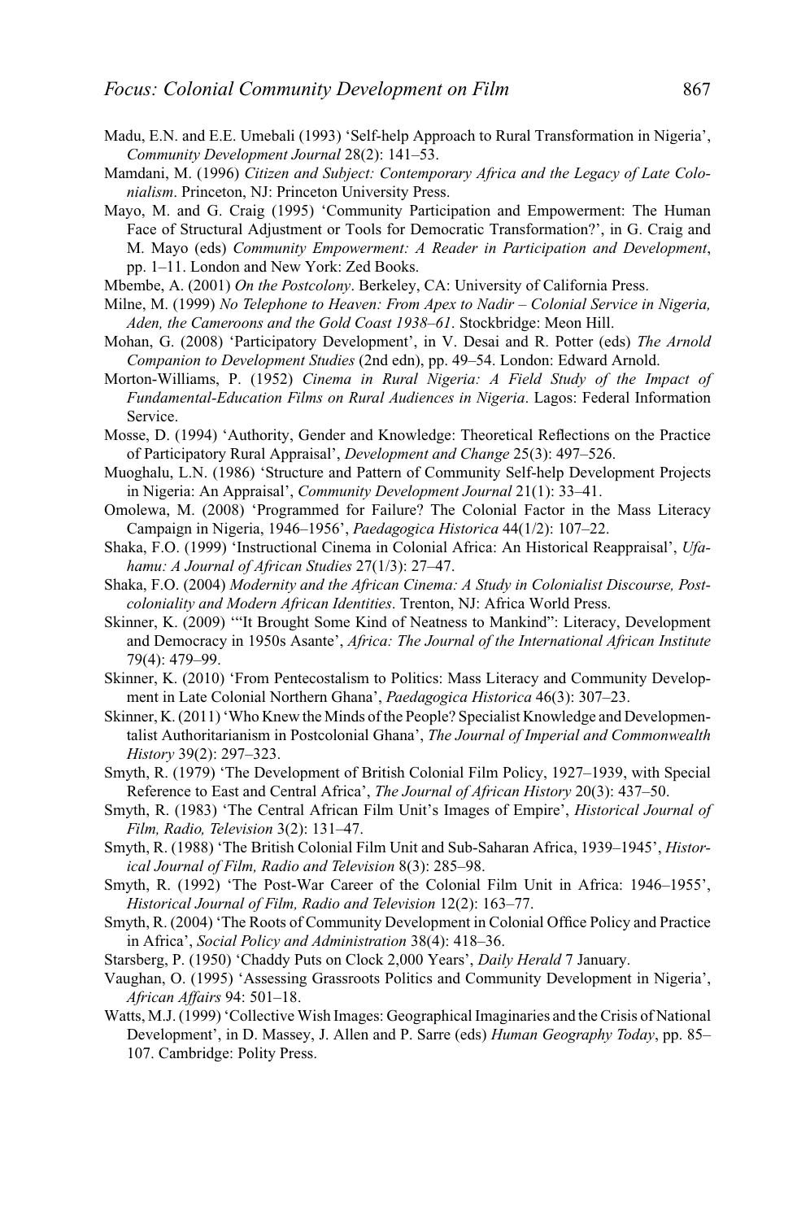Madu, E.N. and E.E. Umebali (1993) 'Self-help Approach to Rural Transformation in Nigeria', *Community Development Journal* 28(2): 141–53.

Mamdani, M. (1996) *Citizen and Subject: Contemporary Africa and the Legacy of Late Colonialism*. Princeton, NJ: Princeton University Press.

Mayo, M. and G. Craig (1995) 'Community Participation and Empowerment: The Human Face of Structural Adjustment or Tools for Democratic Transformation?', in G. Craig and M. Mayo (eds) *Community Empowerment: A Reader in Participation and Development*, pp. 1–11. London and New York: Zed Books.

Mbembe, A. (2001) *On the Postcolony*. Berkeley, CA: University of California Press.

Milne, M. (1999) *No Telephone to Heaven: From Apex to Nadir – Colonial Service in Nigeria, Aden, the Cameroons and the Gold Coast 1938–61*. Stockbridge: Meon Hill.

Mohan, G. (2008) 'Participatory Development', in V. Desai and R. Potter (eds) *The Arnold Companion to Development Studies* (2nd edn), pp. 49–54. London: Edward Arnold.

Morton-Williams, P. (1952) *Cinema in Rural Nigeria: A Field Study of the Impact of Fundamental-Education Films on Rural Audiences in Nigeria*. Lagos: Federal Information Service.

Mosse, D. (1994) 'Authority, Gender and Knowledge: Theoretical Reflections on the Practice of Participatory Rural Appraisal', *Development and Change* 25(3): 497–526.

Muoghalu, L.N. (1986) 'Structure and Pattern of Community Self-help Development Projects in Nigeria: An Appraisal', *Community Development Journal* 21(1): 33–41.

Omolewa, M. (2008) 'Programmed for Failure? The Colonial Factor in the Mass Literacy Campaign in Nigeria, 1946–1956', *Paedagogica Historica* 44(1/2): 107–22.

Shaka, F.O. (1999) 'Instructional Cinema in Colonial Africa: An Historical Reappraisal', *Ufahamu: A Journal of African Studies* 27(1/3): 27–47.

Shaka, F.O. (2004) *Modernity and the African Cinema: A Study in Colonialist Discourse, Postcoloniality and Modern African Identities*. Trenton, NJ: Africa World Press.

Skinner, K. (2009) '"It Brought Some Kind of Neatness to Mankind": Literacy, Development and Democracy in 1950s Asante', *Africa: The Journal of the International African Institute* 79(4): 479–99.

Skinner, K. (2010) 'From Pentecostalism to Politics: Mass Literacy and Community Development in Late Colonial Northern Ghana', *Paedagogica Historica* 46(3): 307–23.

Skinner, K. (2011) 'Who Knew the Minds of the People? Specialist Knowledge and Developmentalist Authoritarianism in Postcolonial Ghana', *The Journal of Imperial and Commonwealth History* 39(2): 297–323.

Smyth, R. (1979) 'The Development of British Colonial Film Policy, 1927–1939, with Special Reference to East and Central Africa', *The Journal of African History* 20(3): 437–50.

Smyth, R. (1983) 'The Central African Film Unit's Images of Empire', *Historical Journal of Film, Radio, Television* 3(2): 131–47.

Smyth, R. (1988) 'The British Colonial Film Unit and Sub-Saharan Africa, 1939–1945', *Historical Journal of Film, Radio and Television* 8(3): 285–98.

Smyth, R. (1992) 'The Post-War Career of the Colonial Film Unit in Africa: 1946–1955', *Historical Journal of Film, Radio and Television* 12(2): 163–77.

Smyth, R. (2004) 'The Roots of Community Development in Colonial Office Policy and Practice in Africa', *Social Policy and Administration* 38(4): 418–36.

Starsberg, P. (1950) 'Chaddy Puts on Clock 2,000 Years', *Daily Herald* 7 January.

Vaughan, O. (1995) 'Assessing Grassroots Politics and Community Development in Nigeria', *African Affairs* 94: 501–18.

Watts, M.J. (1999) 'Collective Wish Images: Geographical Imaginaries and the Crisis of National Development', in D. Massey, J. Allen and P. Sarre (eds) *Human Geography Today*, pp. 85–107. Cambridge: Polity Press.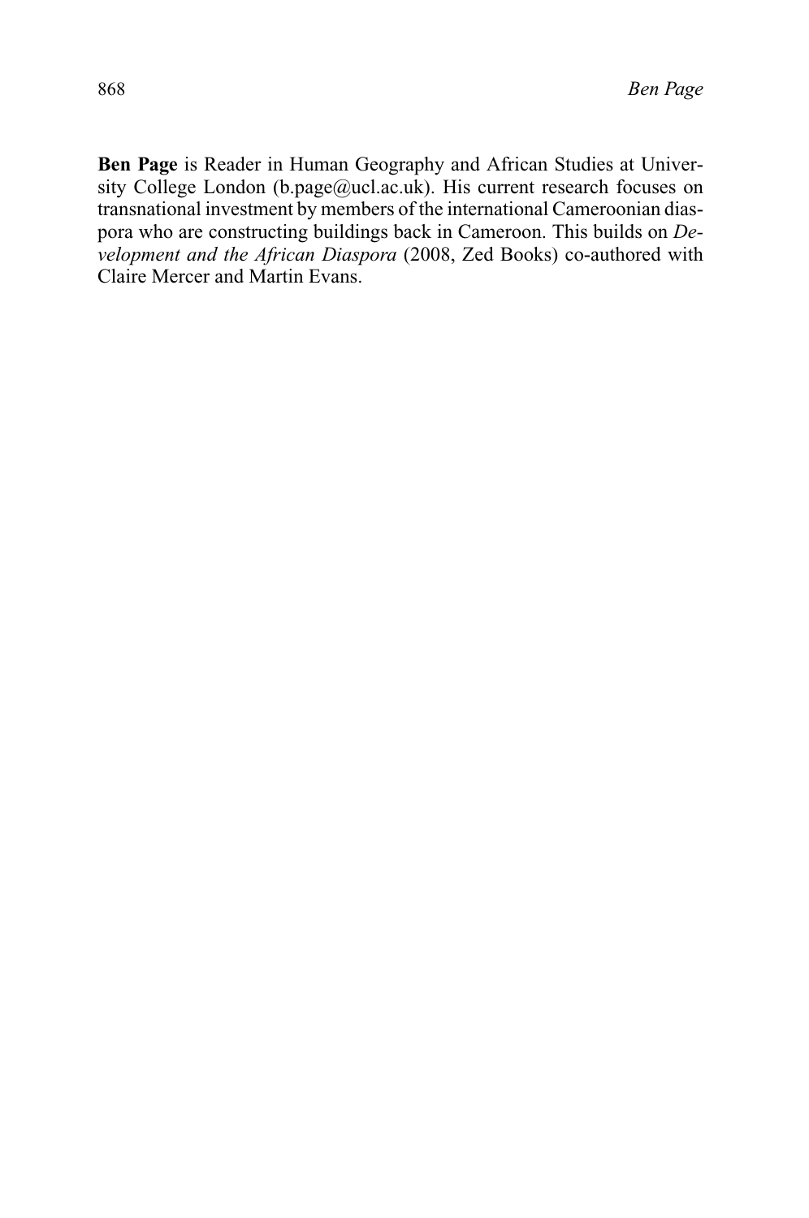**Ben Page** is Reader in Human Geography and African Studies at University College London (b.page@ucl.ac.uk). His current research focuses on transnational investment by members of the international Cameroonian diaspora who are constructing buildings back in Cameroon. This builds on *Development and the African Diaspora* (2008, Zed Books) co-authored with Claire Mercer and Martin Evans.